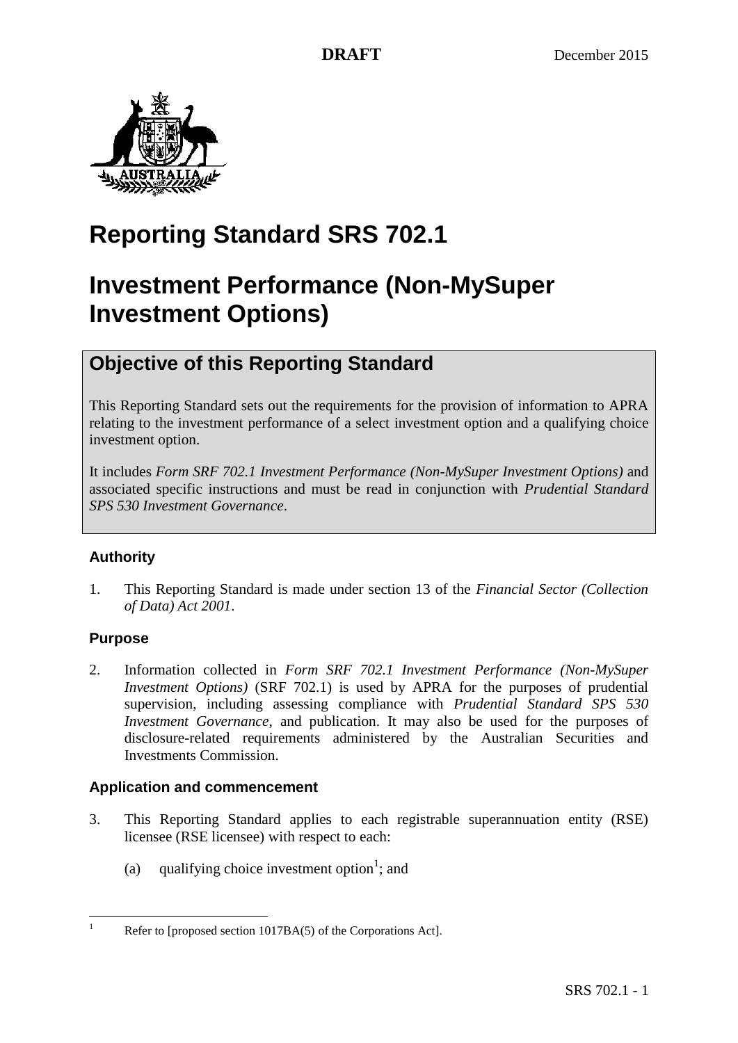DRAFT December 2015

# Reporting Standard SRS 702.1

# Investment Performance (Non-MySuper Investment Options)

## Objective of this Reporting Standard

This Reporting Standard sets out the requirements for the provision of information to APRA relating to the investment performance of a select investment option and a qualifying choice investment option.

It includes *Form SRF 702.1 Investment Performance (Non-MySuper Investment Options)* and associated specific instructions and must be read in conjunction with *Prudential Standard SPS 530 Investment Governance*.

### Authority

1. This Reporting Standard is made under section 13 of the *Financial Sector (Collection of Data) Act 2001*.

### Purpose

2. Information collected in *Form SRF 702.1 Investment Performance (Non-MySuper Investment Options)* (SRF 702.1) is used by APRA for the purposes of prudential supervision, including assessing compliance with *Prudential Standard SPS 530 Investment Governance*, and publication. It may also be used for the purposes of disclosure-related requirements administered by the Australian Securities and Investments Commission.

### Application and commencement

3. This Reporting Standard applies to each registrable superannuation entity (RSE) licensee (RSE licensee) with respect to each:

   (a) qualifying choice investment option[1]; and

[1] Refer to [proposed section 1017BA(5) of the Corporations Act].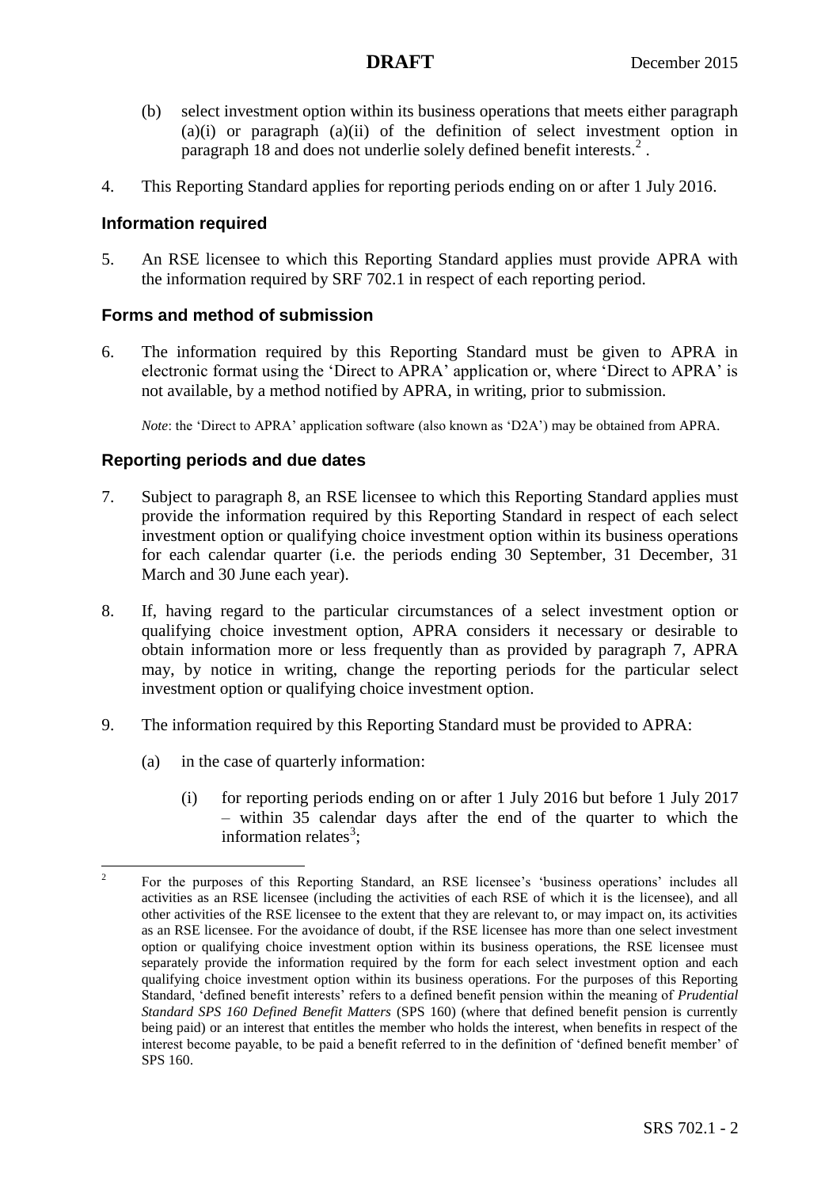(b) select investment option within its business operations that meets either paragraph (a)(i) or paragraph (a)(ii) of the definition of select investment option in paragraph 18 and does not underlie solely defined benefit interests.[2] .

4. This Reporting Standard applies for reporting periods ending on or after 1 July 2016.

### Information required

5. An RSE licensee to which this Reporting Standard applies must provide APRA with the information required by SRF 702.1 in respect of each reporting period.

### Forms and method of submission

6. The information required by this Reporting Standard must be given to APRA in electronic format using the 'Direct to APRA' application or, where 'Direct to APRA' is not available, by a method notified by APRA, in writing, prior to submission.

*Note*: the 'Direct to APRA' application software (also known as 'D2A') may be obtained from APRA.

### Reporting periods and due dates

7. Subject to paragraph 8, an RSE licensee to which this Reporting Standard applies must provide the information required by this Reporting Standard in respect of each select investment option or qualifying choice investment option within its business operations for each calendar quarter (i.e. the periods ending 30 September, 31 December, 31 March and 30 June each year).

8. If, having regard to the particular circumstances of a select investment option or qualifying choice investment option, APRA considers it necessary or desirable to obtain information more or less frequently than as provided by paragraph 7, APRA may, by notice in writing, change the reporting periods for the particular select investment option or qualifying choice investment option.

9. The information required by this Reporting Standard must be provided to APRA:

   (a) in the case of quarterly information:

      (i) for reporting periods ending on or after 1 July 2016 but before 1 July 2017 – within 35 calendar days after the end of the quarter to which the information relates[3];

---

[2] For the purposes of this Reporting Standard, an RSE licensee's 'business operations' includes all activities as an RSE licensee (including the activities of each RSE of which it is the licensee), and all other activities of the RSE licensee to the extent that they are relevant to, or may impact on, its activities as an RSE licensee. For the avoidance of doubt, if the RSE licensee has more than one select investment option or qualifying choice investment option within its business operations, the RSE licensee must separately provide the information required by the form for each select investment option and each qualifying choice investment option within its business operations. For the purposes of this Reporting Standard, 'defined benefit interests' refers to a defined benefit pension within the meaning of *Prudential Standard SPS 160 Defined Benefit Matters* (SPS 160) (where that defined benefit pension is currently being paid) or an interest that entitles the member who holds the interest, when benefits in respect of the interest become payable, to be paid a benefit referred to in the definition of 'defined benefit member' of SPS 160.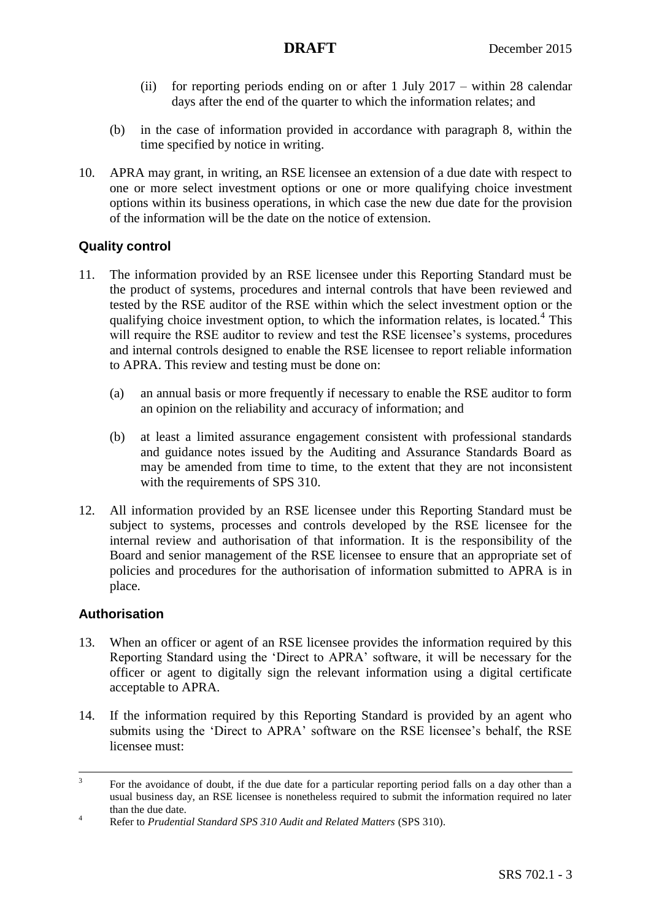(ii) for reporting periods ending on or after 1 July 2017 – within 28 calendar days after the end of the quarter to which the information relates; and

(b) in the case of information provided in accordance with paragraph 8, within the time specified by notice in writing.

10. APRA may grant, in writing, an RSE licensee an extension of a due date with respect to one or more select investment options or one or more qualifying choice investment options within its business operations, in which case the new due date for the provision of the information will be the date on the notice of extension.

## Quality control

11. The information provided by an RSE licensee under this Reporting Standard must be the product of systems, procedures and internal controls that have been reviewed and tested by the RSE auditor of the RSE within which the select investment option or the qualifying choice investment option, to which the information relates, is located.[4] This will require the RSE auditor to review and test the RSE licensee's systems, procedures and internal controls designed to enable the RSE licensee to report reliable information to APRA. This review and testing must be done on:

    (a) an annual basis or more frequently if necessary to enable the RSE auditor to form an opinion on the reliability and accuracy of information; and

    (b) at least a limited assurance engagement consistent with professional standards and guidance notes issued by the Auditing and Assurance Standards Board as may be amended from time to time, to the extent that they are not inconsistent with the requirements of SPS 310.

12. All information provided by an RSE licensee under this Reporting Standard must be subject to systems, processes and controls developed by the RSE licensee for the internal review and authorisation of that information. It is the responsibility of the Board and senior management of the RSE licensee to ensure that an appropriate set of policies and procedures for the authorisation of information submitted to APRA is in place.

## Authorisation

13. When an officer or agent of an RSE licensee provides the information required by this Reporting Standard using the 'Direct to APRA' software, it will be necessary for the officer or agent to digitally sign the relevant information using a digital certificate acceptable to APRA.

14. If the information required by this Reporting Standard is provided by an agent who submits using the 'Direct to APRA' software on the RSE licensee's behalf, the RSE licensee must:

---

[3] For the avoidance of doubt, if the due date for a particular reporting period falls on a day other than a usual business day, an RSE licensee is nonetheless required to submit the information required no later than the due date.

[4] Refer to *Prudential Standard SPS 310 Audit and Related Matters* (SPS 310).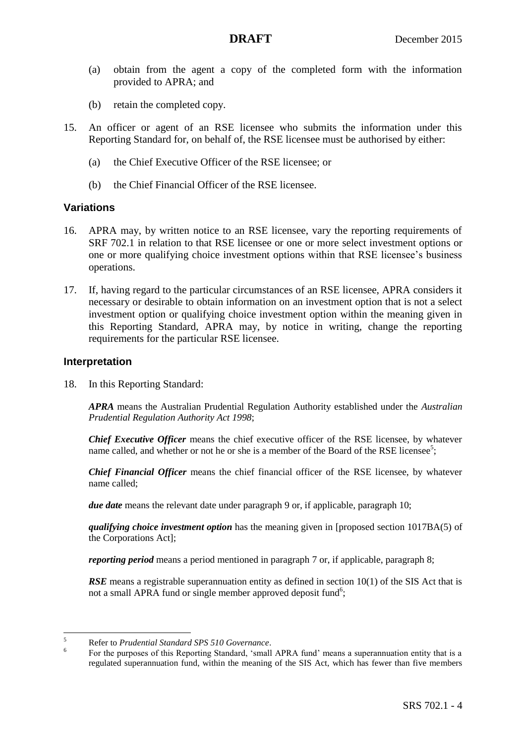(a) obtain from the agent a copy of the completed form with the information provided to APRA; and

(b) retain the completed copy.

15. An officer or agent of an RSE licensee who submits the information under this Reporting Standard for, on behalf of, the RSE licensee must be authorised by either:

    (a) the Chief Executive Officer of the RSE licensee; or

    (b) the Chief Financial Officer of the RSE licensee.

## Variations

16. APRA may, by written notice to an RSE licensee, vary the reporting requirements of SRF 702.1 in relation to that RSE licensee or one or more select investment options or one or more qualifying choice investment options within that RSE licensee's business operations.

17. If, having regard to the particular circumstances of an RSE licensee, APRA considers it necessary or desirable to obtain information on an investment option that is not a select investment option or qualifying choice investment option within the meaning given in this Reporting Standard, APRA may, by notice in writing, change the reporting requirements for the particular RSE licensee.

## Interpretation

18. In this Reporting Standard:

    ***APRA*** means the Australian Prudential Regulation Authority established under the *Australian Prudential Regulation Authority Act 1998*;

    ***Chief Executive Officer*** means the chief executive officer of the RSE licensee, by whatever name called, and whether or not he or she is a member of the Board of the RSE licensee[5];

    ***Chief Financial Officer*** means the chief financial officer of the RSE licensee, by whatever name called;

    ***due date*** means the relevant date under paragraph 9 or, if applicable, paragraph 10;

    ***qualifying choice investment option*** has the meaning given in [proposed section 1017BA(5) of the Corporations Act];

    ***reporting period*** means a period mentioned in paragraph 7 or, if applicable, paragraph 8;

    ***RSE*** means a registrable superannuation entity as defined in section 10(1) of the SIS Act that is not a small APRA fund or single member approved deposit fund[6];

---

[5] Refer to *Prudential Standard SPS 510 Governance*.

[6] For the purposes of this Reporting Standard, 'small APRA fund' means a superannuation entity that is a regulated superannuation fund, within the meaning of the SIS Act, which has fewer than five members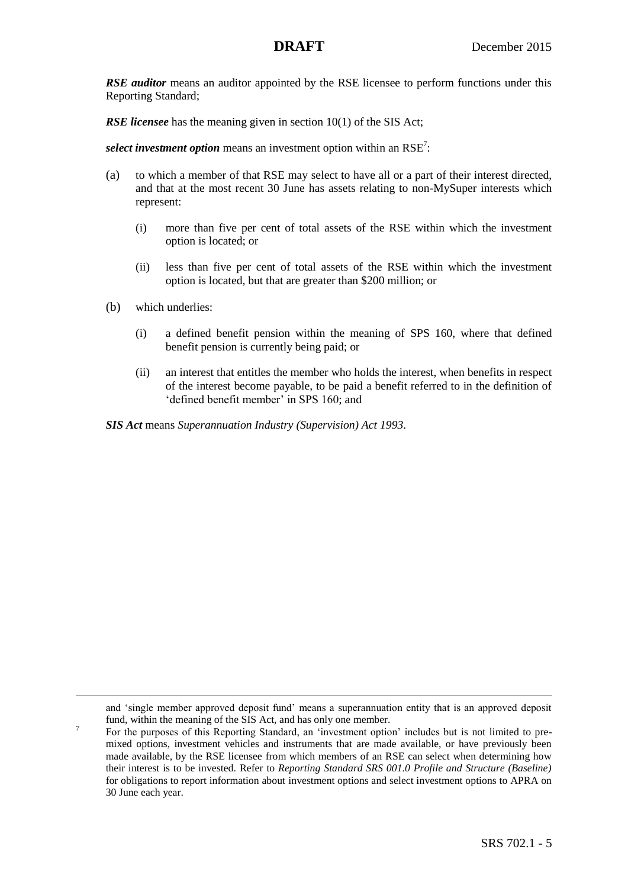***RSE auditor*** means an auditor appointed by the RSE licensee to perform functions under this Reporting Standard;

***RSE licensee*** has the meaning given in section 10(1) of the SIS Act;

***select investment option*** means an investment option within an RSE[7]:

(a) to which a member of that RSE may select to have all or a part of their interest directed, and that at the most recent 30 June has assets relating to non-MySuper interests which represent:

   (i) more than five per cent of total assets of the RSE within which the investment option is located; or

   (ii) less than five per cent of total assets of the RSE within which the investment option is located, but that are greater than $200 million; or

(b) which underlies:

   (i) a defined benefit pension within the meaning of SPS 160, where that defined benefit pension is currently being paid; or

   (ii) an interest that entitles the member who holds the interest, when benefits in respect of the interest become payable, to be paid a benefit referred to in the definition of 'defined benefit member' in SPS 160; and

***SIS Act*** means *Superannuation Industry (Supervision) Act 1993*.

---

and 'single member approved deposit fund' means a superannuation entity that is an approved deposit fund, within the meaning of the SIS Act, and has only one member.

[7] For the purposes of this Reporting Standard, an 'investment option' includes but is not limited to pre-mixed options, investment vehicles and instruments that are made available, or have previously been made available, by the RSE licensee from which members of an RSE can select when determining how their interest is to be invested. Refer to *Reporting Standard SRS 001.0 Profile and Structure (Baseline)* for obligations to report information about investment options and select investment options to APRA on 30 June each year.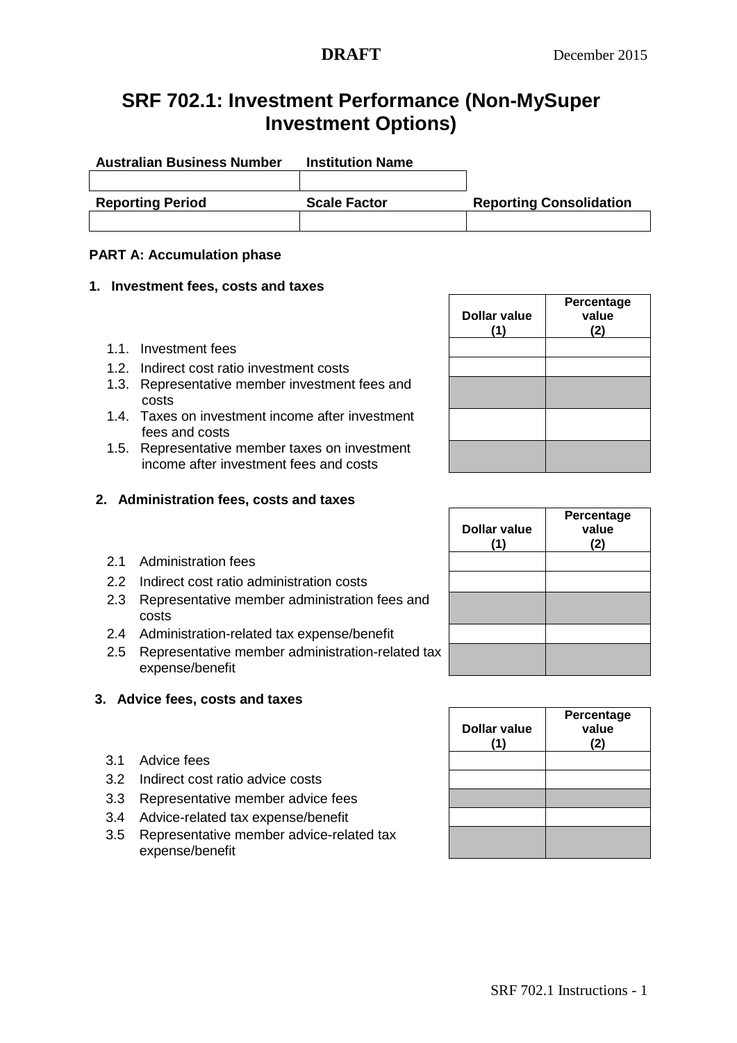DRAFT December 2015

# SRF 702.1: Investment Performance (Non-MySuper Investment Options)

| Australian Business Number | Institution Name | |
|---|---|---|
| | | |
| **Reporting Period** | **Scale Factor** | **Reporting Consolidation** |
| | | |

### PART A: Accumulation phase

#### 1. Investment fees, costs and taxes

| | Dollar value (1) | Percentage value (2) |
|---|---|---|
| 1.1. Investment fees | | |
| 1.2. Indirect cost ratio investment costs | | |
| 1.3. Representative member investment fees and costs | | |
| 1.4. Taxes on investment income after investment fees and costs | | |
| 1.5. Representative member taxes on investment income after investment fees and costs | | |

#### 2. Administration fees, costs and taxes

| | Dollar value (1) | Percentage value (2) |
|---|---|---|
| 2.1 Administration fees | | |
| 2.2 Indirect cost ratio administration costs | | |
| 2.3 Representative member administration fees and costs | | |
| 2.4 Administration-related tax expense/benefit | | |
| 2.5 Representative member administration-related tax expense/benefit | | |

#### 3. Advice fees, costs and taxes

| | Dollar value (1) | Percentage value (2) |
|---|---|---|
| 3.1 Advice fees | | |
| 3.2 Indirect cost ratio advice costs | | |
| 3.3 Representative member advice fees | | |
| 3.4 Advice-related tax expense/benefit | | |
| 3.5 Representative member advice-related tax expense/benefit | | |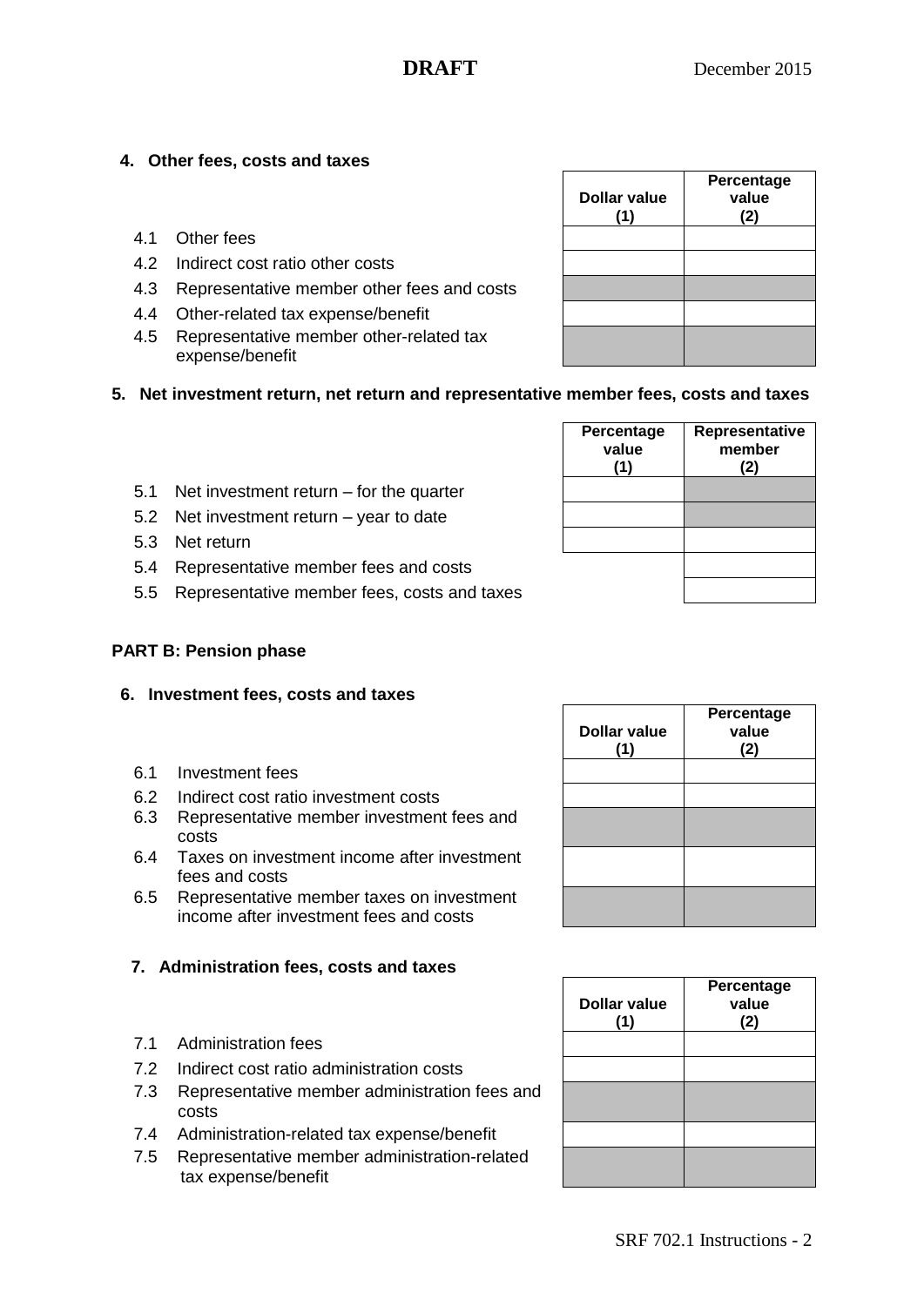### 4. Other fees, costs and taxes

| | Dollar value (1) | Percentage value (2) |
|---|---|---|
| 4.1 Other fees | | |
| 4.2 Indirect cost ratio other costs | | |
| 4.3 Representative member other fees and costs | | |
| 4.4 Other-related tax expense/benefit | | |
| 4.5 Representative member other-related tax expense/benefit | | |

### 5. Net investment return, net return and representative member fees, costs and taxes

| | Percentage value (1) | Representative member (2) |
|---|---|---|
| 5.1 Net investment return – for the quarter | | |
| 5.2 Net investment return – year to date | | |
| 5.3 Net return | | |
| 5.4 Representative member fees and costs | | |
| 5.5 Representative member fees, costs and taxes | | |

## PART B: Pension phase

### 6. Investment fees, costs and taxes

| | Dollar value (1) | Percentage value (2) |
|---|---|---|
| 6.1 Investment fees | | |
| 6.2 Indirect cost ratio investment costs | | |
| 6.3 Representative member investment fees and costs | | |
| 6.4 Taxes on investment income after investment fees and costs | | |
| 6.5 Representative member taxes on investment income after investment fees and costs | | |

### 7. Administration fees, costs and taxes

| | Dollar value (1) | Percentage value (2) |
|---|---|---|
| 7.1 Administration fees | | |
| 7.2 Indirect cost ratio administration costs | | |
| 7.3 Representative member administration fees and costs | | |
| 7.4 Administration-related tax expense/benefit | | |
| 7.5 Representative member administration-related tax expense/benefit | | |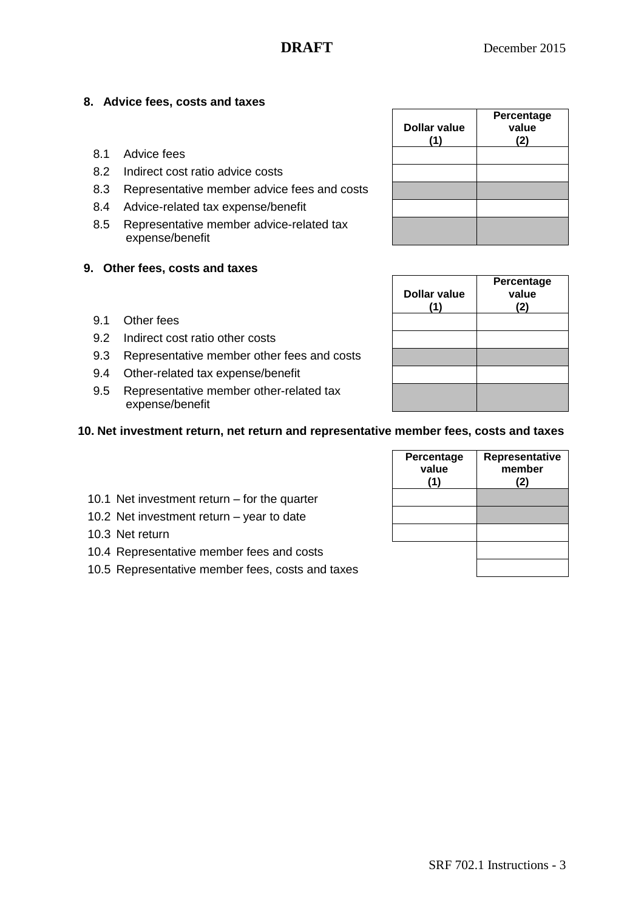## 8. Advice fees, costs and taxes

| | Dollar value (1) | Percentage value (2) |
|---|---|---|
| 8.1 Advice fees | | |
| 8.2 Indirect cost ratio advice costs | | |
| 8.3 Representative member advice fees and costs | | |
| 8.4 Advice-related tax expense/benefit | | |
| 8.5 Representative member advice-related tax expense/benefit | | |

## 9. Other fees, costs and taxes

| | Dollar value (1) | Percentage value (2) |
|---|---|---|
| 9.1 Other fees | | |
| 9.2 Indirect cost ratio other costs | | |
| 9.3 Representative member other fees and costs | | |
| 9.4 Other-related tax expense/benefit | | |
| 9.5 Representative member other-related tax expense/benefit | | |

## 10. Net investment return, net return and representative member fees, costs and taxes

| | Percentage value (1) | Representative member (2) |
|---|---|---|
| 10.1 Net investment return – for the quarter | | |
| 10.2 Net investment return – year to date | | |
| 10.3 Net return | | |
| 10.4 Representative member fees and costs | | |
| 10.5 Representative member fees, costs and taxes | | |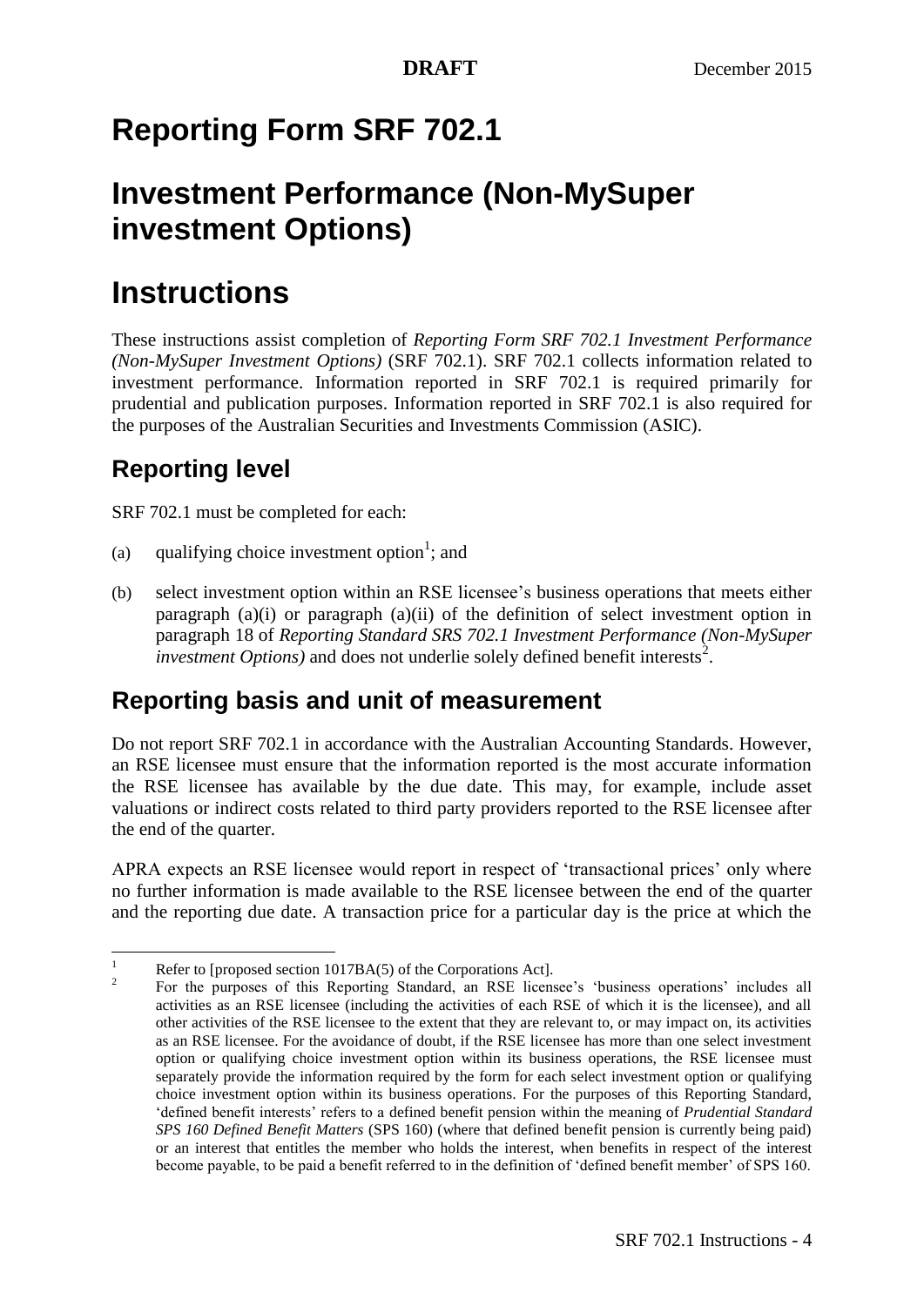# Reporting Form SRF 702.1

# Investment Performance (Non-MySuper investment Options)

# Instructions

These instructions assist completion of *Reporting Form SRF 702.1 Investment Performance (Non-MySuper Investment Options)* (SRF 702.1). SRF 702.1 collects information related to investment performance. Information reported in SRF 702.1 is required primarily for prudential and publication purposes. Information reported in SRF 702.1 is also required for the purposes of the Australian Securities and Investments Commission (ASIC).

## Reporting level

SRF 702.1 must be completed for each:

(a) qualifying choice investment option[1]; and

(b) select investment option within an RSE licensee's business operations that meets either paragraph (a)(i) or paragraph (a)(ii) of the definition of select investment option in paragraph 18 of *Reporting Standard SRS 702.1 Investment Performance (Non-MySuper investment Options)* and does not underlie solely defined benefit interests[2].

## Reporting basis and unit of measurement

Do not report SRF 702.1 in accordance with the Australian Accounting Standards. However, an RSE licensee must ensure that the information reported is the most accurate information the RSE licensee has available by the due date. This may, for example, include asset valuations or indirect costs related to third party providers reported to the RSE licensee after the end of the quarter.

APRA expects an RSE licensee would report in respect of 'transactional prices' only where no further information is made available to the RSE licensee between the end of the quarter and the reporting due date. A transaction price for a particular day is the price at which the

---

[1] Refer to [proposed section 1017BA(5) of the Corporations Act].

[2] For the purposes of this Reporting Standard, an RSE licensee's 'business operations' includes all activities as an RSE licensee (including the activities of each RSE of which it is the licensee), and all other activities of the RSE licensee to the extent that they are relevant to, or may impact on, its activities as an RSE licensee. For the avoidance of doubt, if the RSE licensee has more than one select investment option or qualifying choice investment option within its business operations, the RSE licensee must separately provide the information required by the form for each select investment option or qualifying choice investment option within its business operations. For the purposes of this Reporting Standard, 'defined benefit interests' refers to a defined benefit pension within the meaning of *Prudential Standard SPS 160 Defined Benefit Matters* (SPS 160) (where that defined benefit pension is currently being paid) or an interest that entitles the member who holds the interest, when benefits in respect of the interest become payable, to be paid a benefit referred to in the definition of 'defined benefit member' of SPS 160.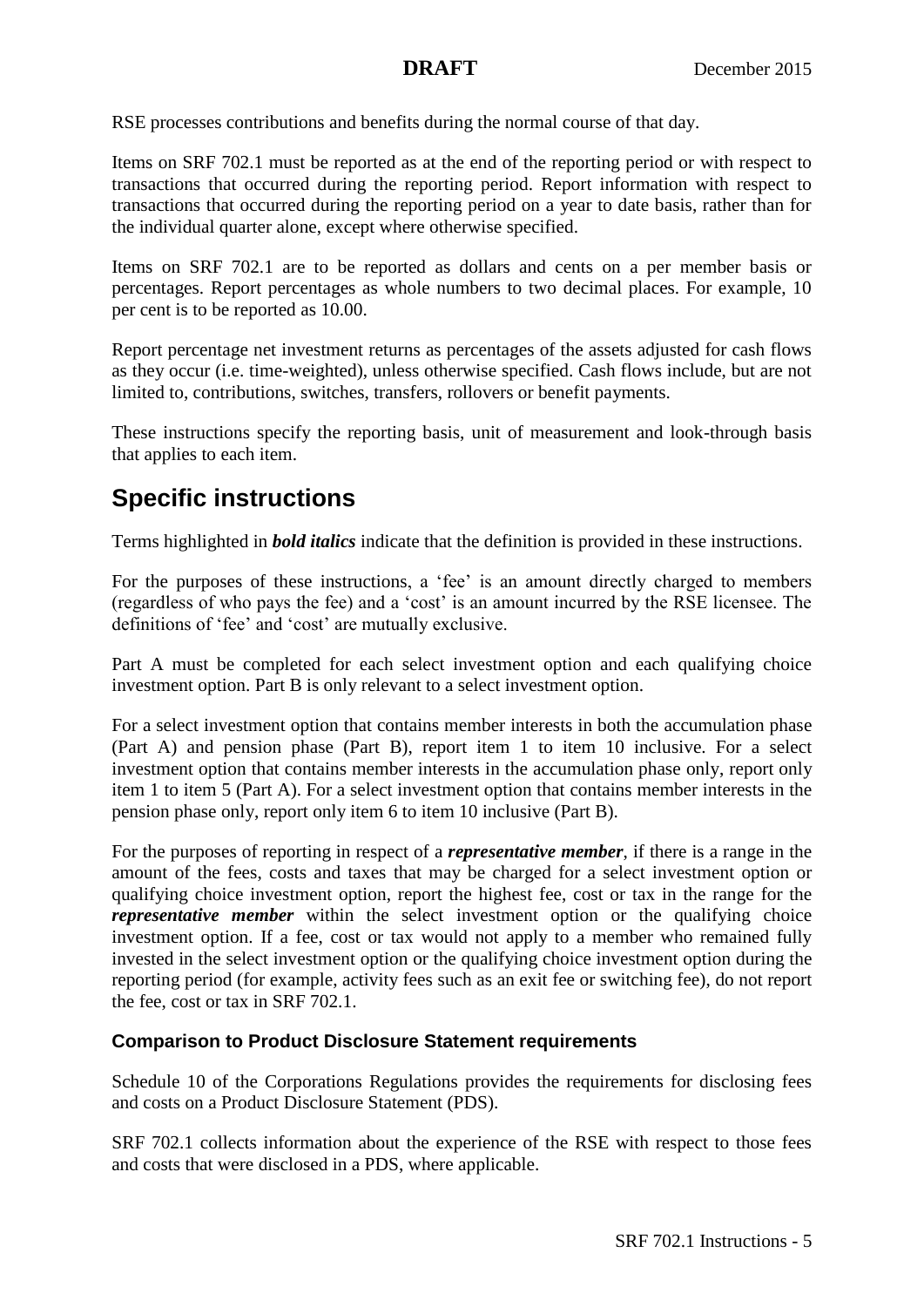RSE processes contributions and benefits during the normal course of that day.

Items on SRF 702.1 must be reported as at the end of the reporting period or with respect to transactions that occurred during the reporting period. Report information with respect to transactions that occurred during the reporting period on a year to date basis, rather than for the individual quarter alone, except where otherwise specified.

Items on SRF 702.1 are to be reported as dollars and cents on a per member basis or percentages. Report percentages as whole numbers to two decimal places. For example, 10 per cent is to be reported as 10.00.

Report percentage net investment returns as percentages of the assets adjusted for cash flows as they occur (i.e. time-weighted), unless otherwise specified. Cash flows include, but are not limited to, contributions, switches, transfers, rollovers or benefit payments.

These instructions specify the reporting basis, unit of measurement and look-through basis that applies to each item.

## Specific instructions

Terms highlighted in ***bold italics*** indicate that the definition is provided in these instructions.

For the purposes of these instructions, a 'fee' is an amount directly charged to members (regardless of who pays the fee) and a 'cost' is an amount incurred by the RSE licensee. The definitions of 'fee' and 'cost' are mutually exclusive.

Part A must be completed for each select investment option and each qualifying choice investment option. Part B is only relevant to a select investment option.

For a select investment option that contains member interests in both the accumulation phase (Part A) and pension phase (Part B), report item 1 to item 10 inclusive. For a select investment option that contains member interests in the accumulation phase only, report only item 1 to item 5 (Part A). For a select investment option that contains member interests in the pension phase only, report only item 6 to item 10 inclusive (Part B).

For the purposes of reporting in respect of a ***representative member***, if there is a range in the amount of the fees, costs and taxes that may be charged for a select investment option or qualifying choice investment option, report the highest fee, cost or tax in the range for the ***representative member*** within the select investment option or the qualifying choice investment option. If a fee, cost or tax would not apply to a member who remained fully invested in the select investment option or the qualifying choice investment option during the reporting period (for example, activity fees such as an exit fee or switching fee), do not report the fee, cost or tax in SRF 702.1.

### Comparison to Product Disclosure Statement requirements

Schedule 10 of the Corporations Regulations provides the requirements for disclosing fees and costs on a Product Disclosure Statement (PDS).

SRF 702.1 collects information about the experience of the RSE with respect to those fees and costs that were disclosed in a PDS, where applicable.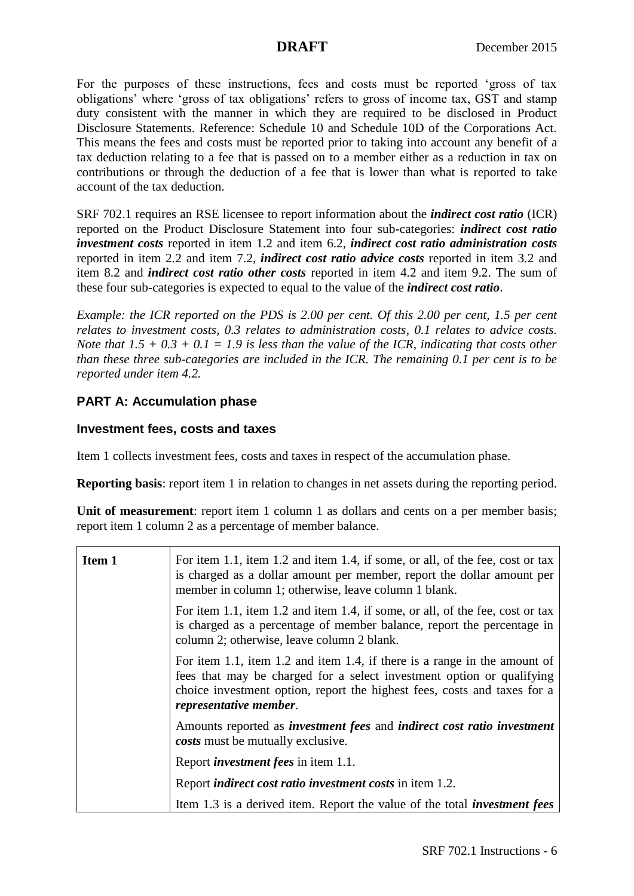For the purposes of these instructions, fees and costs must be reported 'gross of tax obligations' where 'gross of tax obligations' refers to gross of income tax, GST and stamp duty consistent with the manner in which they are required to be disclosed in Product Disclosure Statements. Reference: Schedule 10 and Schedule 10D of the Corporations Act. This means the fees and costs must be reported prior to taking into account any benefit of a tax deduction relating to a fee that is passed on to a member either as a reduction in tax on contributions or through the deduction of a fee that is lower than what is reported to take account of the tax deduction.

SRF 702.1 requires an RSE licensee to report information about the ***indirect cost ratio*** (ICR) reported on the Product Disclosure Statement into four sub-categories: ***indirect cost ratio investment costs*** reported in item 1.2 and item 6.2, ***indirect cost ratio administration costs*** reported in item 2.2 and item 7.2, ***indirect cost ratio advice costs*** reported in item 3.2 and item 8.2 and ***indirect cost ratio other costs*** reported in item 4.2 and item 9.2. The sum of these four sub-categories is expected to equal to the value of the ***indirect cost ratio***.

*Example: the ICR reported on the PDS is 2.00 per cent. Of this 2.00 per cent, 1.5 per cent relates to investment costs, 0.3 relates to administration costs, 0.1 relates to advice costs. Note that 1.5 + 0.3 + 0.1 = 1.9 is less than the value of the ICR, indicating that costs other than these three sub-categories are included in the ICR. The remaining 0.1 per cent is to be reported under item 4.2.*

## PART A: Accumulation phase

### Investment fees, costs and taxes

Item 1 collects investment fees, costs and taxes in respect of the accumulation phase.

**Reporting basis**: report item 1 in relation to changes in net assets during the reporting period.

**Unit of measurement**: report item 1 column 1 as dollars and cents on a per member basis; report item 1 column 2 as a percentage of member balance.

| | |
|---|---|
| **Item 1** | For item 1.1, item 1.2 and item 1.4, if some, or all, of the fee, cost or tax is charged as a dollar amount per member, report the dollar amount per member in column 1; otherwise, leave column 1 blank. |
| | For item 1.1, item 1.2 and item 1.4, if some, or all, of the fee, cost or tax is charged as a percentage of member balance, report the percentage in column 2; otherwise, leave column 2 blank. |
| | For item 1.1, item 1.2 and item 1.4, if there is a range in the amount of fees that may be charged for a select investment option or qualifying choice investment option, report the highest fees, costs and taxes for a ***representative member***. |
| | Amounts reported as ***investment fees*** and ***indirect cost ratio investment costs*** must be mutually exclusive. |
| | Report ***investment fees*** in item 1.1. |
| | Report ***indirect cost ratio investment costs*** in item 1.2. |
| | Item 1.3 is a derived item. Report the value of the total ***investment fees*** |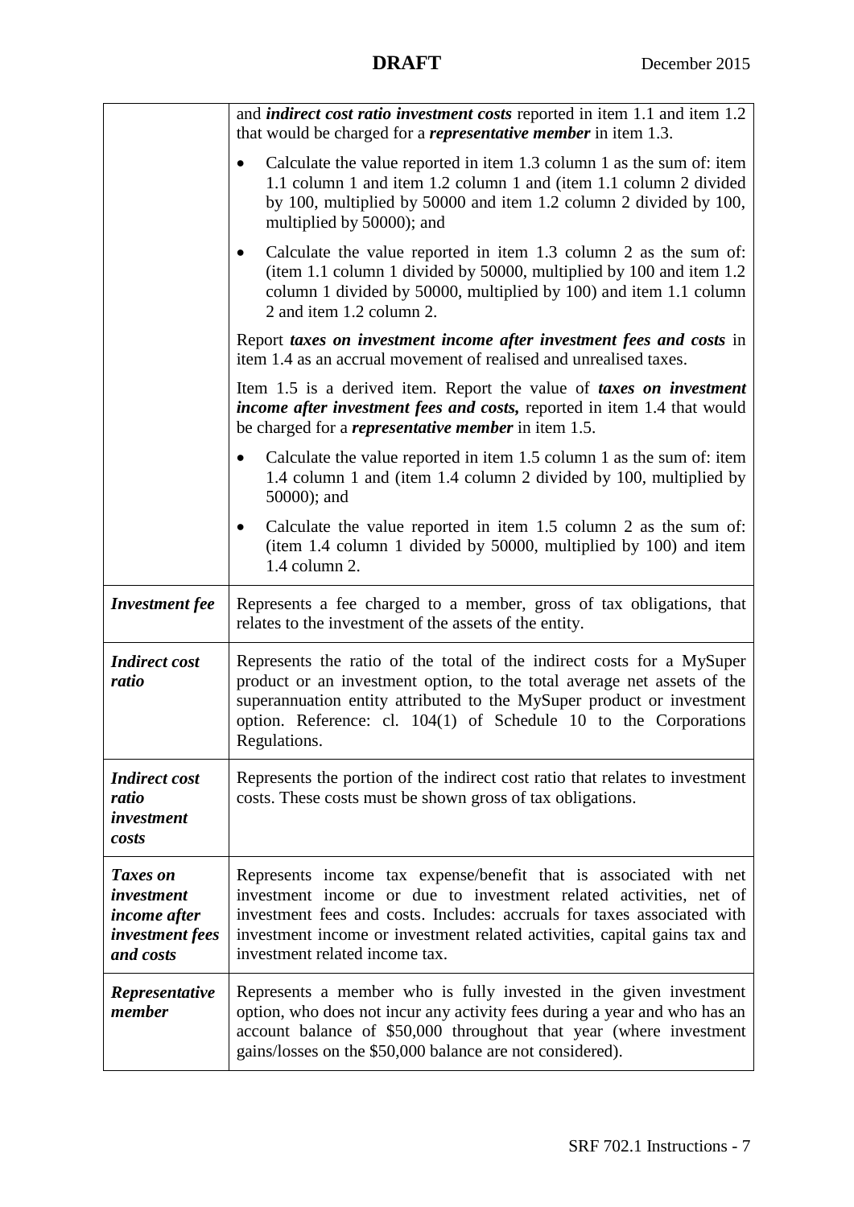| | |
|---|---|
| | and ***indirect cost ratio investment costs*** reported in item 1.1 and item 1.2 that would be charged for a ***representative member*** in item 1.3.<br>• Calculate the value reported in item 1.3 column 1 as the sum of: item 1.1 column 1 and item 1.2 column 1 and (item 1.1 column 2 divided by 100, multiplied by 50000 and item 1.2 column 2 divided by 100, multiplied by 50000); and<br>• Calculate the value reported in item 1.3 column 2 as the sum of: (item 1.1 column 1 divided by 50000, multiplied by 100 and item 1.2 column 1 divided by 50000, multiplied by 100) and item 1.1 column 2 and item 1.2 column 2.<br>Report ***taxes on investment income after investment fees and costs*** in item 1.4 as an accrual movement of realised and unrealised taxes.<br>Item 1.5 is a derived item. Report the value of ***taxes on investment income after investment fees and costs,*** reported in item 1.4 that would be charged for a ***representative member*** in item 1.5.<br>• Calculate the value reported in item 1.5 column 1 as the sum of: item 1.4 column 1 and (item 1.4 column 2 divided by 100, multiplied by 50000); and<br>• Calculate the value reported in item 1.5 column 2 as the sum of: (item 1.4 column 1 divided by 50000, multiplied by 100) and item 1.4 column 2. |
| ***Investment fee*** | Represents a fee charged to a member, gross of tax obligations, that relates to the investment of the assets of the entity. |
| ***Indirect cost ratio*** | Represents the ratio of the total of the indirect costs for a MySuper product or an investment option, to the total average net assets of the superannuation entity attributed to the MySuper product or investment option. Reference: cl. 104(1) of Schedule 10 to the Corporations Regulations. |
| ***Indirect cost ratio investment costs*** | Represents the portion of the indirect cost ratio that relates to investment costs. These costs must be shown gross of tax obligations. |
| ***Taxes on investment income after investment fees and costs*** | Represents income tax expense/benefit that is associated with net investment income or due to investment related activities, net of investment fees and costs. Includes: accruals for taxes associated with investment income or investment related activities, capital gains tax and investment related income tax. |
| ***Representative member*** | Represents a member who is fully invested in the given investment option, who does not incur any activity fees during a year and who has an account balance of $50,000 throughout that year (where investment gains/losses on the $50,000 balance are not considered). |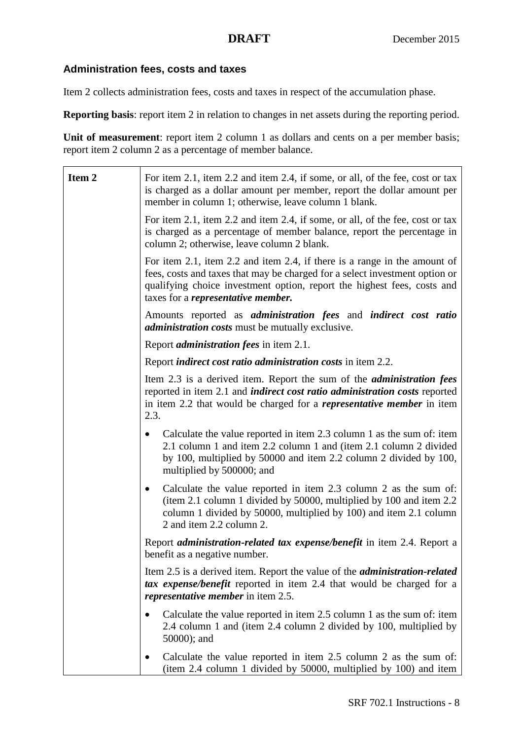### Administration fees, costs and taxes

Item 2 collects administration fees, costs and taxes in respect of the accumulation phase.

**Reporting basis**: report item 2 in relation to changes in net assets during the reporting period.

**Unit of measurement**: report item 2 column 1 as dollars and cents on a per member basis; report item 2 column 2 as a percentage of member balance.

| | |
|---|---|
| **Item 2** | For item 2.1, item 2.2 and item 2.4, if some, or all, of the fee, cost or tax is charged as a dollar amount per member, report the dollar amount per member in column 1; otherwise, leave column 1 blank. |
| | For item 2.1, item 2.2 and item 2.4, if some, or all, of the fee, cost or tax is charged as a percentage of member balance, report the percentage in column 2; otherwise, leave column 2 blank. |
| | For item 2.1, item 2.2 and item 2.4, if there is a range in the amount of fees, costs and taxes that may be charged for a select investment option or qualifying choice investment option, report the highest fees, costs and taxes for a ***representative member.*** |
| | Amounts reported as ***administration fees*** and ***indirect cost ratio administration costs*** must be mutually exclusive. |
| | Report ***administration fees*** in item 2.1. |
| | Report ***indirect cost ratio administration costs*** in item 2.2. |
| | Item 2.3 is a derived item. Report the sum of the ***administration fees*** reported in item 2.1 and ***indirect cost ratio administration costs*** reported in item 2.2 that would be charged for a ***representative member*** in item 2.3. |
| | • Calculate the value reported in item 2.3 column 1 as the sum of: item 2.1 column 1 and item 2.2 column 1 and (item 2.1 column 2 divided by 100, multiplied by 50000 and item 2.2 column 2 divided by 100, multiplied by 500000; and |
| | • Calculate the value reported in item 2.3 column 2 as the sum of: (item 2.1 column 1 divided by 50000, multiplied by 100 and item 2.2 column 1 divided by 50000, multiplied by 100) and item 2.1 column 2 and item 2.2 column 2. |
| | Report ***administration-related tax expense/benefit*** in item 2.4. Report a benefit as a negative number. |
| | Item 2.5 is a derived item. Report the value of the ***administration-related tax expense/benefit*** reported in item 2.4 that would be charged for a ***representative member*** in item 2.5. |
| | • Calculate the value reported in item 2.5 column 1 as the sum of: item 2.4 column 1 and (item 2.4 column 2 divided by 100, multiplied by 50000); and |
| | • Calculate the value reported in item 2.5 column 2 as the sum of: (item 2.4 column 1 divided by 50000, multiplied by 100) and item |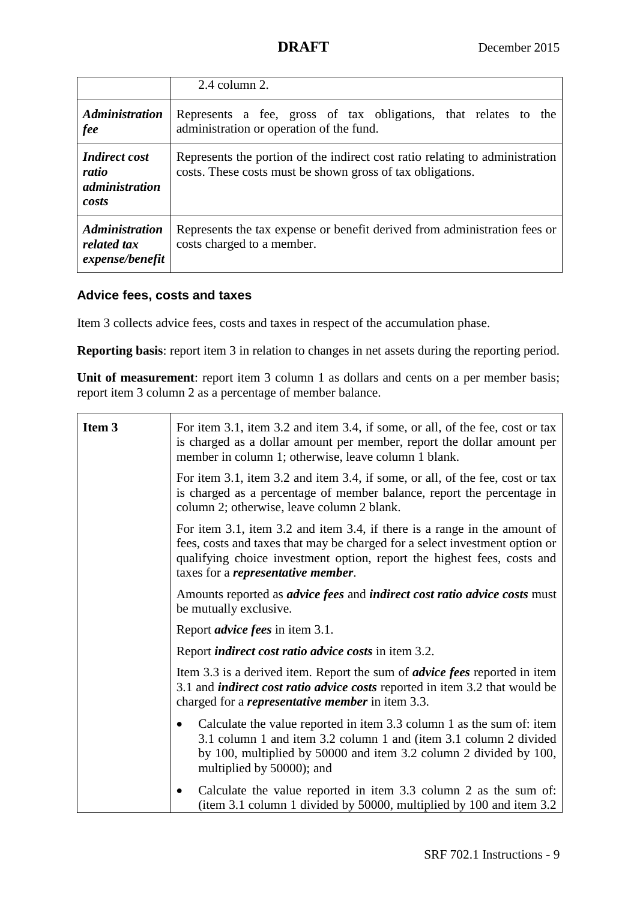|  | 2.4 column 2. |
| --- | --- |
| ***Administration fee*** | Represents a fee, gross of tax obligations, that relates to the administration or operation of the fund. |
| ***Indirect cost ratio administration costs*** | Represents the portion of the indirect cost ratio relating to administration costs. These costs must be shown gross of tax obligations. |
| ***Administration related tax expense/benefit*** | Represents the tax expense or benefit derived from administration fees or costs charged to a member. |

### Advice fees, costs and taxes

Item 3 collects advice fees, costs and taxes in respect of the accumulation phase.

**Reporting basis**: report item 3 in relation to changes in net assets during the reporting period.

**Unit of measurement**: report item 3 column 1 as dollars and cents on a per member basis; report item 3 column 2 as a percentage of member balance.

| **Item 3** | For item 3.1, item 3.2 and item 3.4, if some, or all, of the fee, cost or tax is charged as a dollar amount per member, report the dollar amount per member in column 1; otherwise, leave column 1 blank.<br><br>For item 3.1, item 3.2 and item 3.4, if some, or all, of the fee, cost or tax is charged as a percentage of member balance, report the percentage in column 2; otherwise, leave column 2 blank.<br><br>For item 3.1, item 3.2 and item 3.4, if there is a range in the amount of fees, costs and taxes that may be charged for a select investment option or qualifying choice investment option, report the highest fees, costs and taxes for a ***representative member***.<br><br>Amounts reported as ***advice fees*** and ***indirect cost ratio advice costs*** must be mutually exclusive.<br><br>Report ***advice fees*** in item 3.1.<br><br>Report ***indirect cost ratio advice costs*** in item 3.2.<br><br>Item 3.3 is a derived item. Report the sum of ***advice fees*** reported in item 3.1 and ***indirect cost ratio advice costs*** reported in item 3.2 that would be charged for a ***representative member*** in item 3.3.<br><br>• Calculate the value reported in item 3.3 column 1 as the sum of: item 3.1 column 1 and item 3.2 column 1 and (item 3.1 column 2 divided by 100, multiplied by 50000 and item 3.2 column 2 divided by 100, multiplied by 50000); and<br><br>• Calculate the value reported in item 3.3 column 2 as the sum of: (item 3.1 column 1 divided by 50000, multiplied by 100 and item 3.2 |
| --- | --- |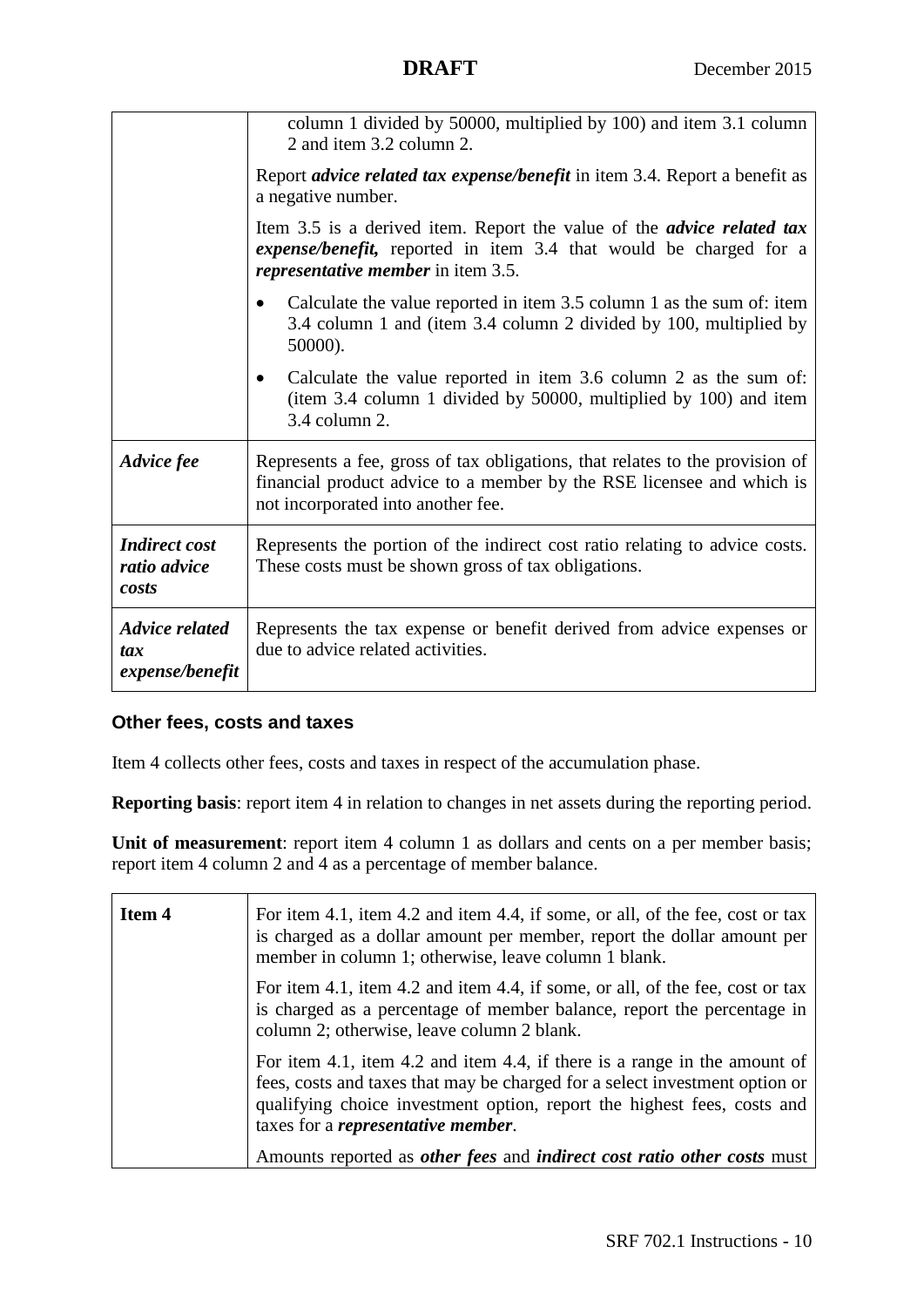| | |
|---|---|
| | column 1 divided by 50000, multiplied by 100) and item 3.1 column 2 and item 3.2 column 2.<br><br>Report ***advice related tax expense/benefit*** in item 3.4. Report a benefit as a negative number.<br><br>Item 3.5 is a derived item. Report the value of the ***advice related tax expense/benefit,*** reported in item 3.4 that would be charged for a ***representative member*** in item 3.5.<br><br>• Calculate the value reported in item 3.5 column 1 as the sum of: item 3.4 column 1 and (item 3.4 column 2 divided by 100, multiplied by 50000).<br><br>• Calculate the value reported in item 3.6 column 2 as the sum of: (item 3.4 column 1 divided by 50000, multiplied by 100) and item 3.4 column 2. |
| ***Advice fee*** | Represents a fee, gross of tax obligations, that relates to the provision of financial product advice to a member by the RSE licensee and which is not incorporated into another fee. |
| ***Indirect cost ratio advice costs*** | Represents the portion of the indirect cost ratio relating to advice costs. These costs must be shown gross of tax obligations. |
| ***Advice related tax expense/benefit*** | Represents the tax expense or benefit derived from advice expenses or due to advice related activities. |

### Other fees, costs and taxes

Item 4 collects other fees, costs and taxes in respect of the accumulation phase.

**Reporting basis**: report item 4 in relation to changes in net assets during the reporting period.

**Unit of measurement**: report item 4 column 1 as dollars and cents on a per member basis; report item 4 column 2 and 4 as a percentage of member balance.

| | |
|---|---|
| **Item 4** | For item 4.1, item 4.2 and item 4.4, if some, or all, of the fee, cost or tax is charged as a dollar amount per member, report the dollar amount per member in column 1; otherwise, leave column 1 blank.<br><br>For item 4.1, item 4.2 and item 4.4, if some, or all, of the fee, cost or tax is charged as a percentage of member balance, report the percentage in column 2; otherwise, leave column 2 blank.<br><br>For item 4.1, item 4.2 and item 4.4, if there is a range in the amount of fees, costs and taxes that may be charged for a select investment option or qualifying choice investment option, report the highest fees, costs and taxes for a ***representative member***.<br><br>Amounts reported as ***other fees*** and ***indirect cost ratio other costs*** must |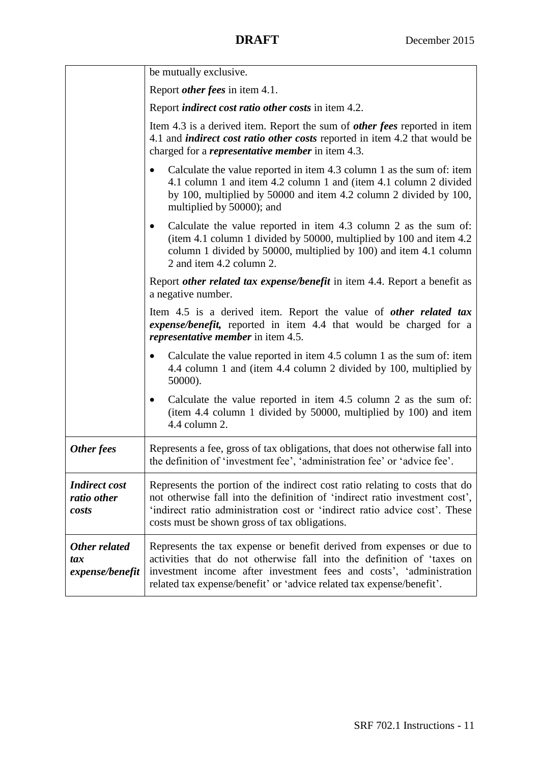| | |
|---|---|
| | be mutually exclusive.<br><br>Report ***other fees*** in item 4.1.<br><br>Report ***indirect cost ratio other costs*** in item 4.2.<br><br>Item 4.3 is a derived item. Report the sum of ***other fees*** reported in item 4.1 and ***indirect cost ratio other costs*** reported in item 4.2 that would be charged for a ***representative member*** in item 4.3.<br><br>• Calculate the value reported in item 4.3 column 1 as the sum of: item 4.1 column 1 and item 4.2 column 1 and (item 4.1 column 2 divided by 100, multiplied by 50000 and item 4.2 column 2 divided by 100, multiplied by 50000); and<br><br>• Calculate the value reported in item 4.3 column 2 as the sum of: (item 4.1 column 1 divided by 50000, multiplied by 100 and item 4.2 column 1 divided by 50000, multiplied by 100) and item 4.1 column 2 and item 4.2 column 2.<br><br>Report ***other related tax expense/benefit*** in item 4.4. Report a benefit as a negative number.<br><br>Item 4.5 is a derived item. Report the value of ***other related tax expense/benefit,*** reported in item 4.4 that would be charged for a ***representative member*** in item 4.5.<br><br>• Calculate the value reported in item 4.5 column 1 as the sum of: item 4.4 column 1 and (item 4.4 column 2 divided by 100, multiplied by 50000).<br><br>• Calculate the value reported in item 4.5 column 2 as the sum of: (item 4.4 column 1 divided by 50000, multiplied by 100) and item 4.4 column 2. |
| ***Other fees*** | Represents a fee, gross of tax obligations, that does not otherwise fall into the definition of 'investment fee', 'administration fee' or 'advice fee'. |
| ***Indirect cost ratio other costs*** | Represents the portion of the indirect cost ratio relating to costs that do not otherwise fall into the definition of 'indirect ratio investment cost', 'indirect ratio administration cost or 'indirect ratio advice cost'. These costs must be shown gross of tax obligations. |
| ***Other related tax expense/benefit*** | Represents the tax expense or benefit derived from expenses or due to activities that do not otherwise fall into the definition of 'taxes on investment income after investment fees and costs', 'administration related tax expense/benefit' or 'advice related tax expense/benefit'. |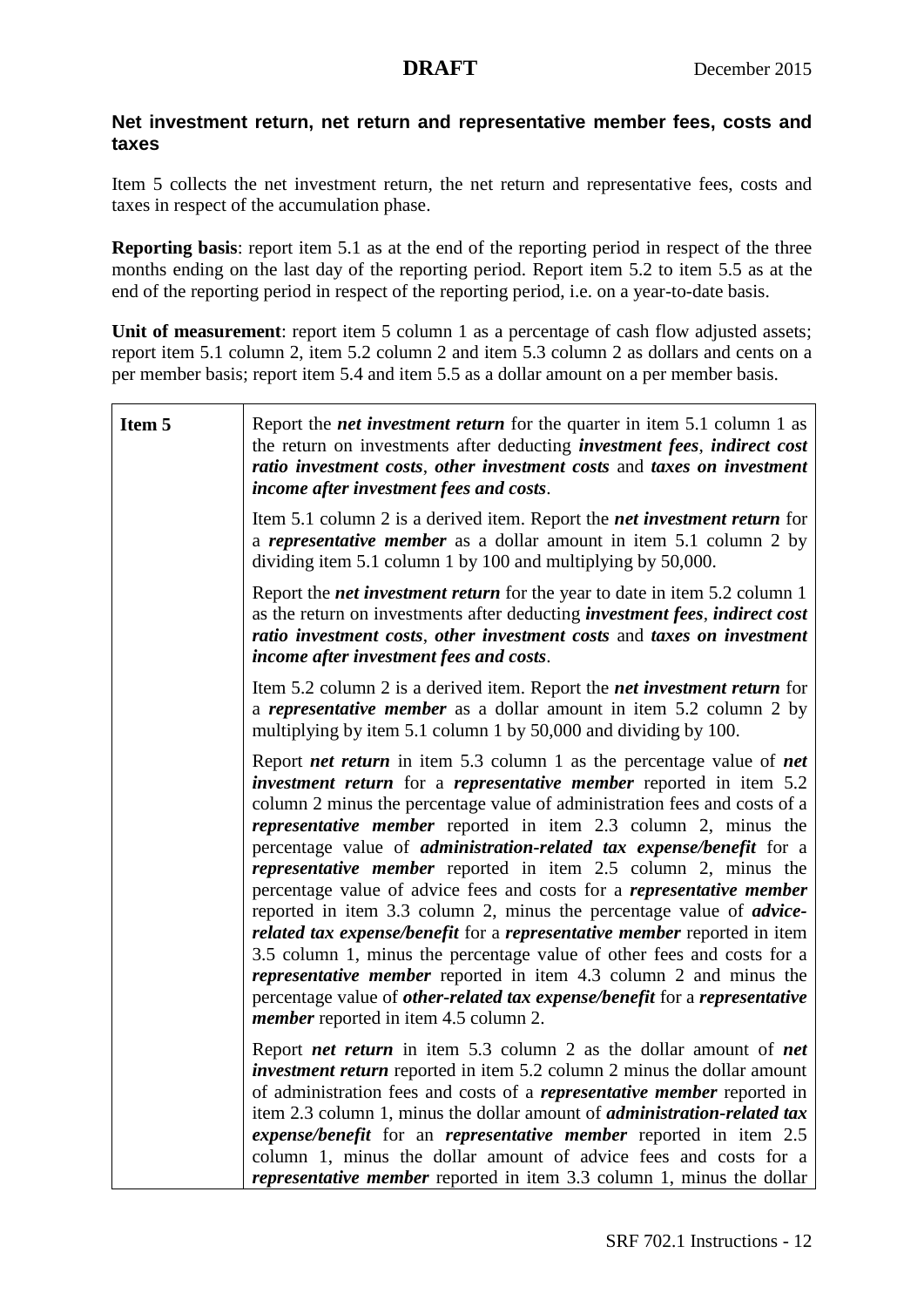### Net investment return, net return and representative member fees, costs and taxes

Item 5 collects the net investment return, the net return and representative fees, costs and taxes in respect of the accumulation phase.

**Reporting basis**: report item 5.1 as at the end of the reporting period in respect of the three months ending on the last day of the reporting period. Report item 5.2 to item 5.5 as at the end of the reporting period in respect of the reporting period, i.e. on a year-to-date basis.

**Unit of measurement**: report item 5 column 1 as a percentage of cash flow adjusted assets; report item 5.1 column 2, item 5.2 column 2 and item 5.3 column 2 as dollars and cents on a per member basis; report item 5.4 and item 5.5 as a dollar amount on a per member basis.

| | |
|---|---|
| **Item 5** | Report the ***net investment return*** for the quarter in item 5.1 column 1 as the return on investments after deducting ***investment fees***, ***indirect cost ratio investment costs***, ***other investment costs*** and ***taxes on investment income after investment fees and costs***.<br><br>Item 5.1 column 2 is a derived item. Report the ***net investment return*** for a ***representative member*** as a dollar amount in item 5.1 column 2 by dividing item 5.1 column 1 by 100 and multiplying by 50,000.<br><br>Report the ***net investment return*** for the year to date in item 5.2 column 1 as the return on investments after deducting ***investment fees***, ***indirect cost ratio investment costs***, ***other investment costs*** and ***taxes on investment income after investment fees and costs***.<br><br>Item 5.2 column 2 is a derived item. Report the ***net investment return*** for a ***representative member*** as a dollar amount in item 5.2 column 2 by multiplying by item 5.1 column 1 by 50,000 and dividing by 100.<br><br>Report ***net return*** in item 5.3 column 1 as the percentage value of ***net investment return*** for a ***representative member*** reported in item 5.2 column 2 minus the percentage value of administration fees and costs of a ***representative member*** reported in item 2.3 column 2, minus the percentage value of ***administration-related tax expense/benefit*** for a ***representative member*** reported in item 2.5 column 2, minus the percentage value of advice fees and costs for a ***representative member*** reported in item 3.3 column 2, minus the percentage value of ***advice-related tax expense/benefit*** for a ***representative member*** reported in item 3.5 column 1, minus the percentage value of other fees and costs for a ***representative member*** reported in item 4.3 column 2 and minus the percentage value of ***other-related tax expense/benefit*** for a ***representative member*** reported in item 4.5 column 2.<br><br>Report ***net return*** in item 5.3 column 2 as the dollar amount of ***net investment return*** reported in item 5.2 column 2 minus the dollar amount of administration fees and costs of a ***representative member*** reported in item 2.3 column 1, minus the dollar amount of ***administration-related tax expense/benefit*** for an ***representative member*** reported in item 2.5 column 1, minus the dollar amount of advice fees and costs for a ***representative member*** reported in item 3.3 column 1, minus the dollar |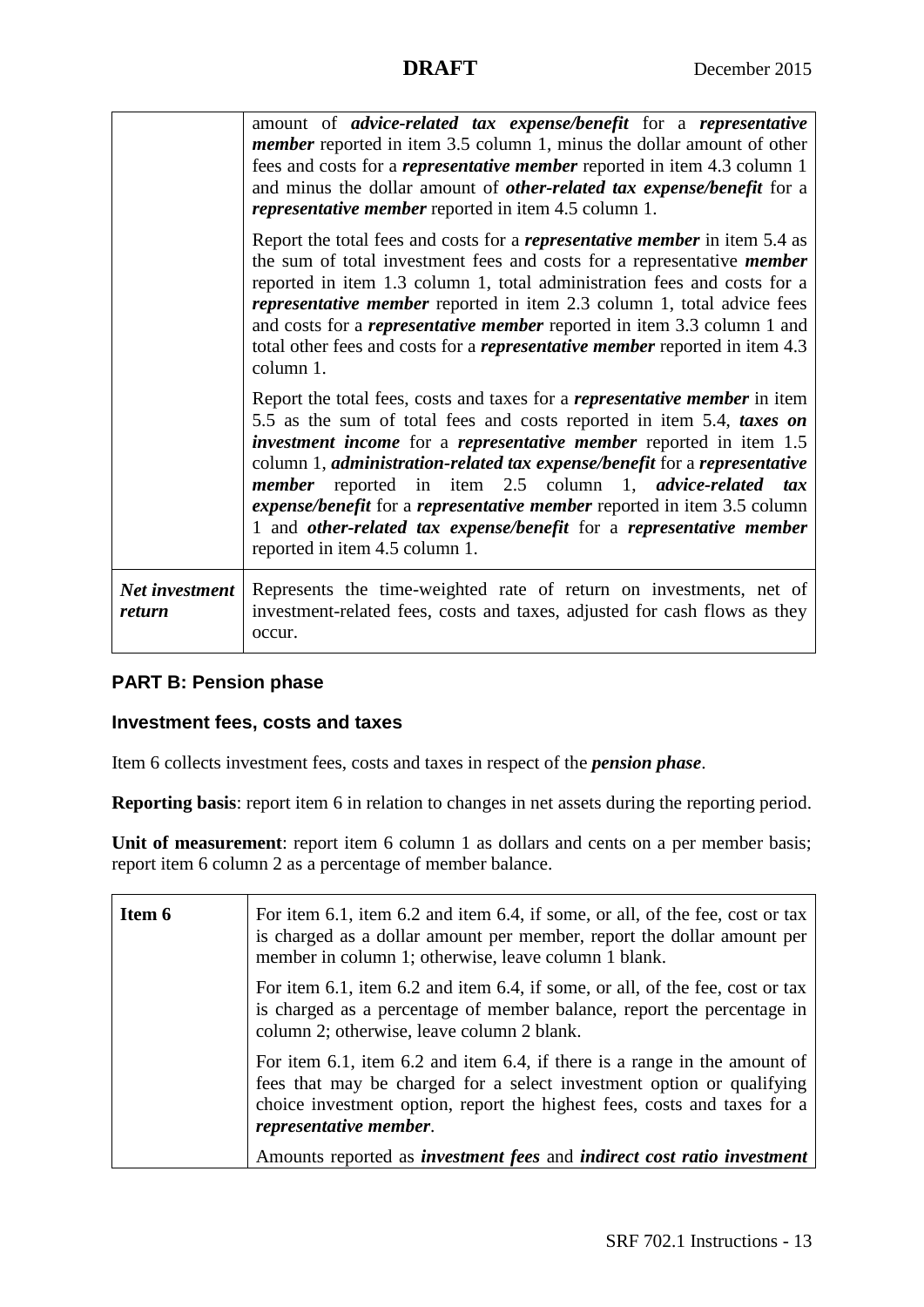| | |
|---|---|
| | amount of ***advice-related tax expense/benefit*** for a ***representative member*** reported in item 3.5 column 1, minus the dollar amount of other fees and costs for a ***representative member*** reported in item 4.3 column 1 and minus the dollar amount of ***other-related tax expense/benefit*** for a ***representative member*** reported in item 4.5 column 1.<br><br>Report the total fees and costs for a ***representative member*** in item 5.4 as the sum of total investment fees and costs for a representative ***member*** reported in item 1.3 column 1, total administration fees and costs for a ***representative member*** reported in item 2.3 column 1, total advice fees and costs for a ***representative member*** reported in item 3.3 column 1 and total other fees and costs for a ***representative member*** reported in item 4.3 column 1.<br><br>Report the total fees, costs and taxes for a ***representative member*** in item 5.5 as the sum of total fees and costs reported in item 5.4, ***taxes on investment income*** for a ***representative member*** reported in item 1.5 column 1, ***administration-related tax expense/benefit*** for a ***representative member*** reported in item 2.5 column 1, ***advice-related tax expense/benefit*** for a ***representative member*** reported in item 3.5 column 1 and ***other-related tax expense/benefit*** for a ***representative member*** reported in item 4.5 column 1. |
| ***Net investment return*** | Represents the time-weighted rate of return on investments, net of investment-related fees, costs and taxes, adjusted for cash flows as they occur. |

## PART B: Pension phase

### Investment fees, costs and taxes

Item 6 collects investment fees, costs and taxes in respect of the ***pension phase***.

**Reporting basis**: report item 6 in relation to changes in net assets during the reporting period.

**Unit of measurement**: report item 6 column 1 as dollars and cents on a per member basis; report item 6 column 2 as a percentage of member balance.

| | |
|---|---|
| **Item 6** | For item 6.1, item 6.2 and item 6.4, if some, or all, of the fee, cost or tax is charged as a dollar amount per member, report the dollar amount per member in column 1; otherwise, leave column 1 blank.<br><br>For item 6.1, item 6.2 and item 6.4, if some, or all, of the fee, cost or tax is charged as a percentage of member balance, report the percentage in column 2; otherwise, leave column 2 blank.<br><br>For item 6.1, item 6.2 and item 6.4, if there is a range in the amount of fees that may be charged for a select investment option or qualifying choice investment option, report the highest fees, costs and taxes for a ***representative member***.<br><br>Amounts reported as ***investment fees*** and ***indirect cost ratio investment*** |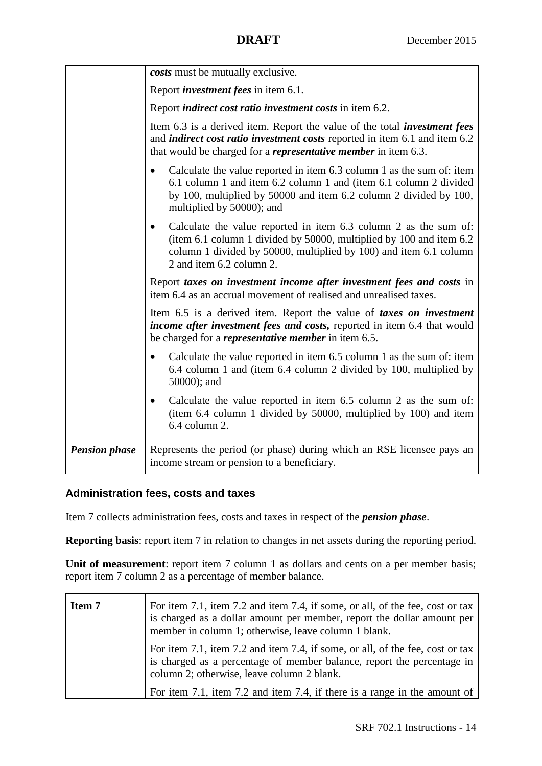| | |
|---|---|
| | ***costs*** must be mutually exclusive.<br><br>Report ***investment fees*** in item 6.1.<br><br>Report ***indirect cost ratio investment costs*** in item 6.2.<br><br>Item 6.3 is a derived item. Report the value of the total ***investment fees*** and ***indirect cost ratio investment costs*** reported in item 6.1 and item 6.2 that would be charged for a ***representative member*** in item 6.3.<br><br>• Calculate the value reported in item 6.3 column 1 as the sum of: item 6.1 column 1 and item 6.2 column 1 and (item 6.1 column 2 divided by 100, multiplied by 50000 and item 6.2 column 2 divided by 100, multiplied by 50000); and<br><br>• Calculate the value reported in item 6.3 column 2 as the sum of: (item 6.1 column 1 divided by 50000, multiplied by 100 and item 6.2 column 1 divided by 50000, multiplied by 100) and item 6.1 column 2 and item 6.2 column 2.<br><br>Report ***taxes on investment income after investment fees and costs*** in item 6.4 as an accrual movement of realised and unrealised taxes.<br><br>Item 6.5 is a derived item. Report the value of ***taxes on investment income after investment fees and costs,*** reported in item 6.4 that would be charged for a ***representative member*** in item 6.5.<br><br>• Calculate the value reported in item 6.5 column 1 as the sum of: item 6.4 column 1 and (item 6.4 column 2 divided by 100, multiplied by 50000); and<br><br>• Calculate the value reported in item 6.5 column 2 as the sum of: (item 6.4 column 1 divided by 50000, multiplied by 100) and item 6.4 column 2. |
| ***Pension phase*** | Represents the period (or phase) during which an RSE licensee pays an income stream or pension to a beneficiary. |

### Administration fees, costs and taxes

Item 7 collects administration fees, costs and taxes in respect of the ***pension phase***.

**Reporting basis**: report item 7 in relation to changes in net assets during the reporting period.

**Unit of measurement**: report item 7 column 1 as dollars and cents on a per member basis; report item 7 column 2 as a percentage of member balance.

| | |
|---|---|
| **Item 7** | For item 7.1, item 7.2 and item 7.4, if some, or all, of the fee, cost or tax is charged as a dollar amount per member, report the dollar amount per member in column 1; otherwise, leave column 1 blank.<br><br>For item 7.1, item 7.2 and item 7.4, if some, or all, of the fee, cost or tax is charged as a percentage of member balance, report the percentage in column 2; otherwise, leave column 2 blank.<br><br>For item 7.1, item 7.2 and item 7.4, if there is a range in the amount of |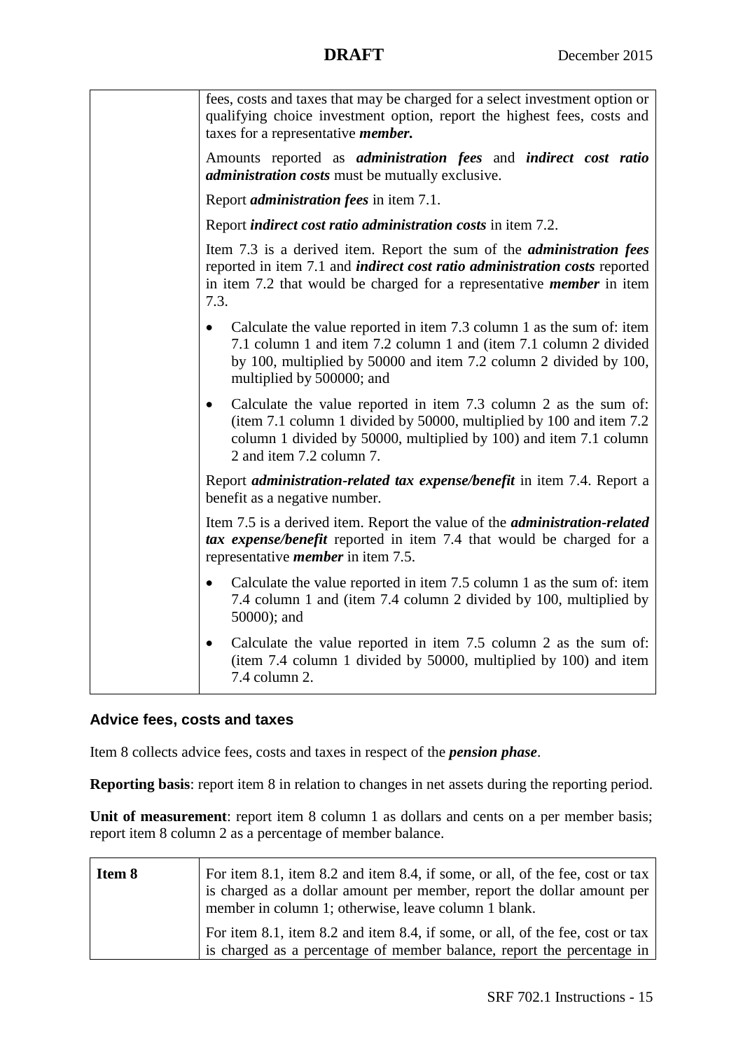| | |
|---|---|
| | fees, costs and taxes that may be charged for a select investment option or qualifying choice investment option, report the highest fees, costs and taxes for a representative ***member.*** <br><br> Amounts reported as ***administration fees*** and ***indirect cost ratio administration costs*** must be mutually exclusive. <br><br> Report ***administration fees*** in item 7.1. <br><br> Report ***indirect cost ratio administration costs*** in item 7.2. <br><br> Item 7.3 is a derived item. Report the sum of the ***administration fees*** reported in item 7.1 and ***indirect cost ratio administration costs*** reported in item 7.2 that would be charged for a representative ***member*** in item 7.3. <br><br> • Calculate the value reported in item 7.3 column 1 as the sum of: item 7.1 column 1 and item 7.2 column 1 and (item 7.1 column 2 divided by 100, multiplied by 50000 and item 7.2 column 2 divided by 100, multiplied by 500000; and <br><br> • Calculate the value reported in item 7.3 column 2 as the sum of: (item 7.1 column 1 divided by 50000, multiplied by 100 and item 7.2 column 1 divided by 50000, multiplied by 100) and item 7.1 column 2 and item 7.2 column 7. <br><br> Report ***administration-related tax expense/benefit*** in item 7.4. Report a benefit as a negative number. <br><br> Item 7.5 is a derived item. Report the value of the ***administration-related tax expense/benefit*** reported in item 7.4 that would be charged for a representative ***member*** in item 7.5. <br><br> • Calculate the value reported in item 7.5 column 1 as the sum of: item 7.4 column 1 and (item 7.4 column 2 divided by 100, multiplied by 50000); and <br><br> • Calculate the value reported in item 7.5 column 2 as the sum of: (item 7.4 column 1 divided by 50000, multiplied by 100) and item 7.4 column 2. |

### Advice fees, costs and taxes

Item 8 collects advice fees, costs and taxes in respect of the ***pension phase***.

**Reporting basis**: report item 8 in relation to changes in net assets during the reporting period.

**Unit of measurement**: report item 8 column 1 as dollars and cents on a per member basis; report item 8 column 2 as a percentage of member balance.

| | |
|---|---|
| **Item 8** | For item 8.1, item 8.2 and item 8.4, if some, or all, of the fee, cost or tax is charged as a dollar amount per member, report the dollar amount per member in column 1; otherwise, leave column 1 blank. <br><br> For item 8.1, item 8.2 and item 8.4, if some, or all, of the fee, cost or tax is charged as a percentage of member balance, report the percentage in |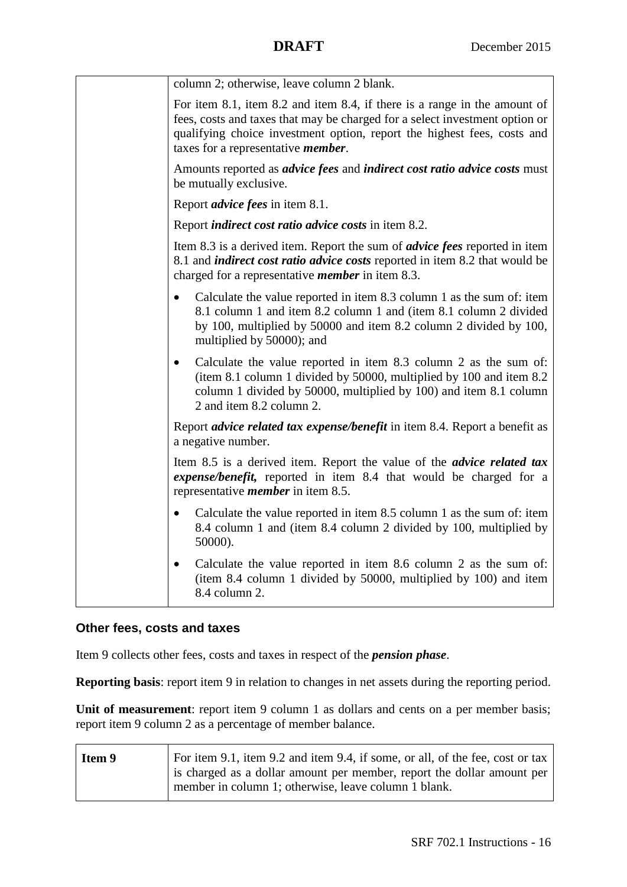| | column 2; otherwise, leave column 2 blank.<br><br>For item 8.1, item 8.2 and item 8.4, if there is a range in the amount of fees, costs and taxes that may be charged for a select investment option or qualifying choice investment option, report the highest fees, costs and taxes for a representative ***member***.<br><br>Amounts reported as ***advice fees*** and ***indirect cost ratio advice costs*** must be mutually exclusive.<br><br>Report ***advice fees*** in item 8.1.<br><br>Report ***indirect cost ratio advice costs*** in item 8.2.<br><br>Item 8.3 is a derived item. Report the sum of ***advice fees*** reported in item 8.1 and ***indirect cost ratio advice costs*** reported in item 8.2 that would be charged for a representative ***member*** in item 8.3.<br><br>• Calculate the value reported in item 8.3 column 1 as the sum of: item 8.1 column 1 and item 8.2 column 1 and (item 8.1 column 2 divided by 100, multiplied by 50000 and item 8.2 column 2 divided by 100, multiplied by 50000); and<br><br>• Calculate the value reported in item 8.3 column 2 as the sum of: (item 8.1 column 1 divided by 50000, multiplied by 100 and item 8.2 column 1 divided by 50000, multiplied by 100) and item 8.1 column 2 and item 8.2 column 2.<br><br>Report ***advice related tax expense/benefit*** in item 8.4. Report a benefit as a negative number.<br><br>Item 8.5 is a derived item. Report the value of the ***advice related tax expense/benefit,*** reported in item 8.4 that would be charged for a representative ***member*** in item 8.5.<br><br>• Calculate the value reported in item 8.5 column 1 as the sum of: item 8.4 column 1 and (item 8.4 column 2 divided by 100, multiplied by 50000).<br><br>• Calculate the value reported in item 8.6 column 2 as the sum of: (item 8.4 column 1 divided by 50000, multiplied by 100) and item 8.4 column 2. |
|---|---|

### Other fees, costs and taxes

Item 9 collects other fees, costs and taxes in respect of the ***pension phase***.

**Reporting basis**: report item 9 in relation to changes in net assets during the reporting period.

**Unit of measurement**: report item 9 column 1 as dollars and cents on a per member basis; report item 9 column 2 as a percentage of member balance.

| **Item 9** | For item 9.1, item 9.2 and item 9.4, if some, or all, of the fee, cost or tax is charged as a dollar amount per member, report the dollar amount per member in column 1; otherwise, leave column 1 blank. |
|---|---|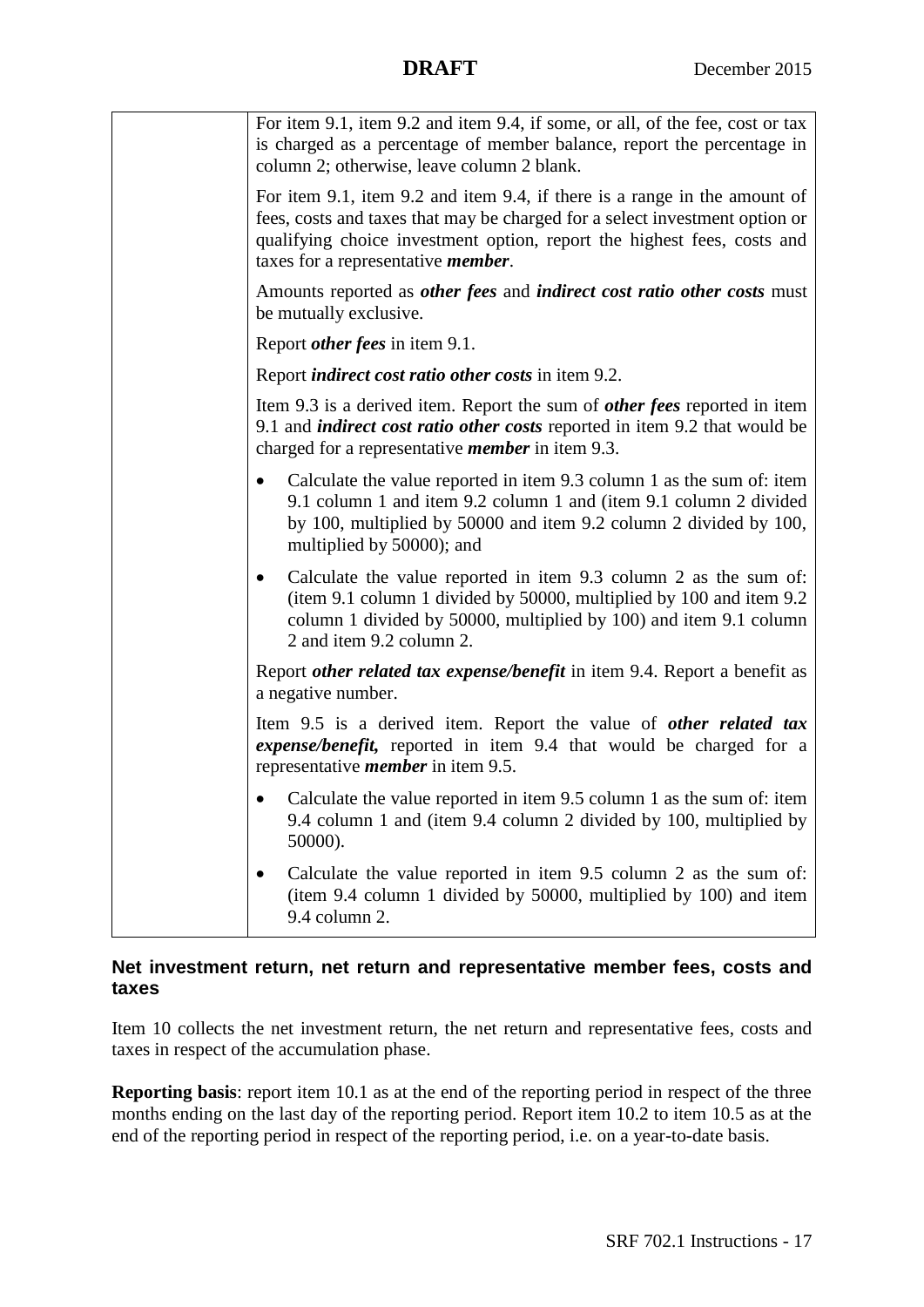| | |
|---|---|
| | For item 9.1, item 9.2 and item 9.4, if some, or all, of the fee, cost or tax is charged as a percentage of member balance, report the percentage in column 2; otherwise, leave column 2 blank.<br><br>For item 9.1, item 9.2 and item 9.4, if there is a range in the amount of fees, costs and taxes that may be charged for a select investment option or qualifying choice investment option, report the highest fees, costs and taxes for a representative ***member***.<br><br>Amounts reported as ***other fees*** and ***indirect cost ratio other costs*** must be mutually exclusive.<br><br>Report ***other fees*** in item 9.1.<br><br>Report ***indirect cost ratio other costs*** in item 9.2.<br><br>Item 9.3 is a derived item. Report the sum of ***other fees*** reported in item 9.1 and ***indirect cost ratio other costs*** reported in item 9.2 that would be charged for a representative ***member*** in item 9.3.<br><br>• Calculate the value reported in item 9.3 column 1 as the sum of: item 9.1 column 1 and item 9.2 column 1 and (item 9.1 column 2 divided by 100, multiplied by 50000 and item 9.2 column 2 divided by 100, multiplied by 50000); and<br><br>• Calculate the value reported in item 9.3 column 2 as the sum of: (item 9.1 column 1 divided by 50000, multiplied by 100 and item 9.2 column 1 divided by 50000, multiplied by 100) and item 9.1 column 2 and item 9.2 column 2.<br><br>Report ***other related tax expense/benefit*** in item 9.4. Report a benefit as a negative number.<br><br>Item 9.5 is a derived item. Report the value of ***other related tax expense/benefit,*** reported in item 9.4 that would be charged for a representative ***member*** in item 9.5.<br><br>• Calculate the value reported in item 9.5 column 1 as the sum of: item 9.4 column 1 and (item 9.4 column 2 divided by 100, multiplied by 50000).<br><br>• Calculate the value reported in item 9.5 column 2 as the sum of: (item 9.4 column 1 divided by 50000, multiplied by 100) and item 9.4 column 2. |

### Net investment return, net return and representative member fees, costs and taxes

Item 10 collects the net investment return, the net return and representative fees, costs and taxes in respect of the accumulation phase.

**Reporting basis**: report item 10.1 as at the end of the reporting period in respect of the three months ending on the last day of the reporting period. Report item 10.2 to item 10.5 as at the end of the reporting period in respect of the reporting period, i.e. on a year-to-date basis.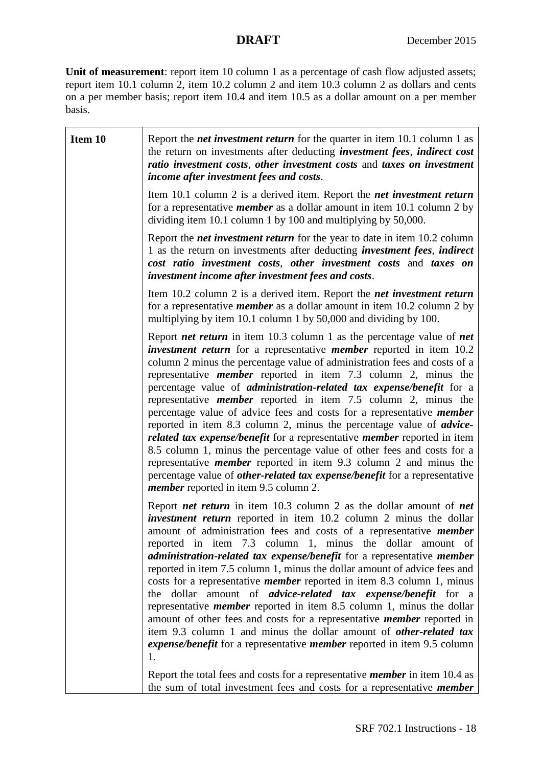**Unit of measurement**: report item 10 column 1 as a percentage of cash flow adjusted assets; report item 10.1 column 2, item 10.2 column 2 and item 10.3 column 2 as dollars and cents on a per member basis; report item 10.4 and item 10.5 as a dollar amount on a per member basis.

| | |
|---|---|
| **Item 10** | Report the ***net investment return*** for the quarter in item 10.1 column 1 as the return on investments after deducting ***investment fees***, ***indirect cost ratio investment costs***, ***other investment costs*** and ***taxes on investment income after investment fees and costs***.<br><br>Item 10.1 column 2 is a derived item. Report the ***net investment return*** for a representative ***member*** as a dollar amount in item 10.1 column 2 by dividing item 10.1 column 1 by 100 and multiplying by 50,000.<br><br>Report the ***net investment return*** for the year to date in item 10.2 column 1 as the return on investments after deducting ***investment fees***, ***indirect cost ratio investment costs***, ***other investment costs*** and ***taxes on investment income after investment fees and costs***.<br><br>Item 10.2 column 2 is a derived item. Report the ***net investment return*** for a representative ***member*** as a dollar amount in item 10.2 column 2 by multiplying by item 10.1 column 1 by 50,000 and dividing by 100.<br><br>Report ***net return*** in item 10.3 column 1 as the percentage value of ***net investment return*** for a representative ***member*** reported in item 10.2 column 2 minus the percentage value of administration fees and costs of a representative ***member*** reported in item 7.3 column 2, minus the percentage value of ***administration-related tax expense/benefit*** for a representative ***member*** reported in item 7.5 column 2, minus the percentage value of advice fees and costs for a representative ***member*** reported in item 8.3 column 2, minus the percentage value of ***advice-related tax expense/benefit*** for a representative ***member*** reported in item 8.5 column 1, minus the percentage value of other fees and costs for a representative ***member*** reported in item 9.3 column 2 and minus the percentage value of ***other-related tax expense/benefit*** for a representative ***member*** reported in item 9.5 column 2.<br><br>Report ***net return*** in item 10.3 column 2 as the dollar amount of ***net investment return*** reported in item 10.2 column 2 minus the dollar amount of administration fees and costs of a representative ***member*** reported in item 7.3 column 1, minus the dollar amount of ***administration-related tax expense/benefit*** for a representative ***member*** reported in item 7.5 column 1, minus the dollar amount of advice fees and costs for a representative ***member*** reported in item 8.3 column 1, minus the dollar amount of ***advice-related tax expense/benefit*** for a representative ***member*** reported in item 8.5 column 1, minus the dollar amount of other fees and costs for a representative ***member*** reported in item 9.3 column 1 and minus the dollar amount of ***other-related tax expense/benefit*** for a representative ***member*** reported in item 9.5 column 1.<br><br>Report the total fees and costs for a representative ***member*** in item 10.4 as the sum of total investment fees and costs for a representative ***member*** |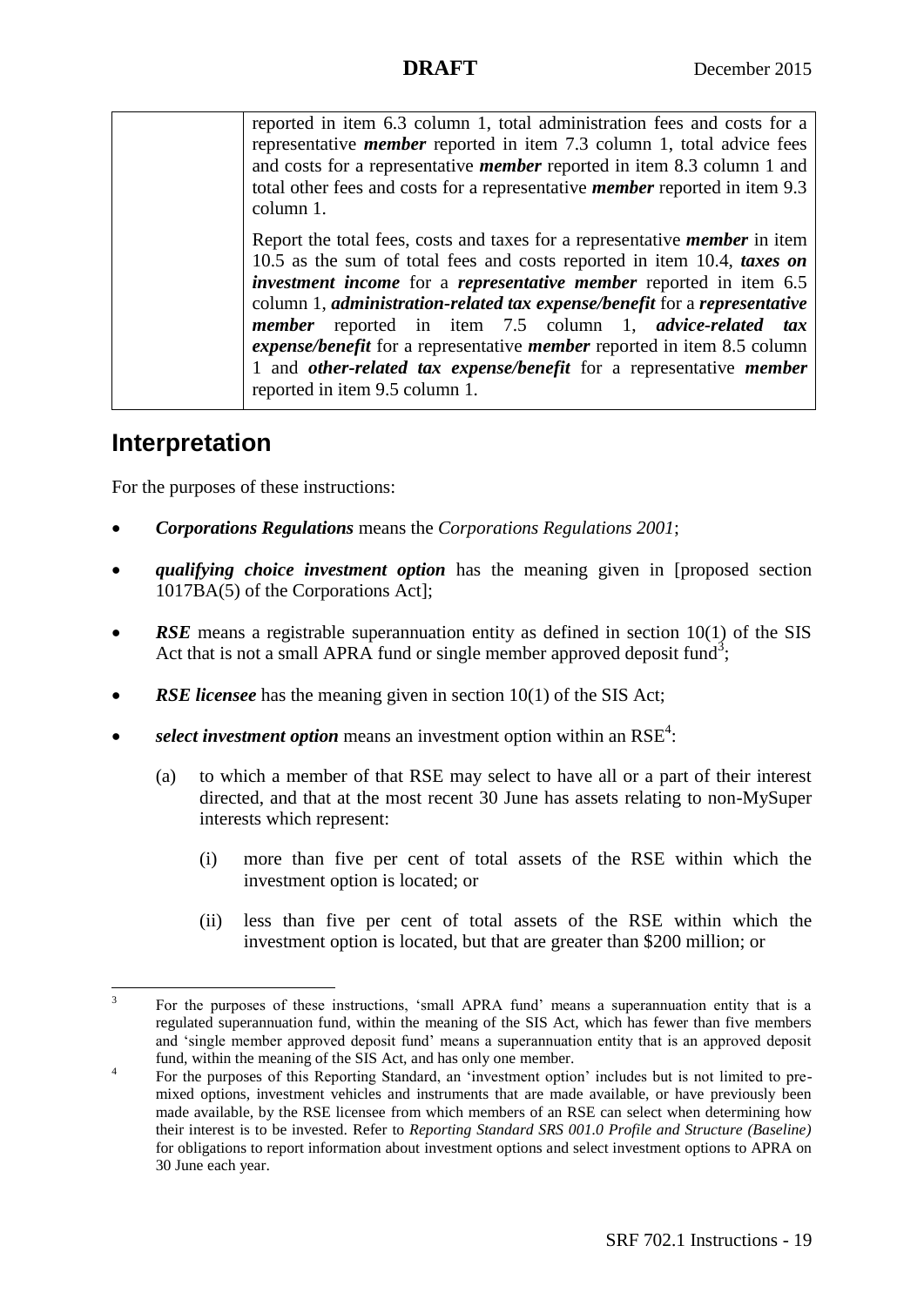|  | reported in item 6.3 column 1, total administration fees and costs for a representative ***member*** reported in item 7.3 column 1, total advice fees and costs for a representative ***member*** reported in item 8.3 column 1 and total other fees and costs for a representative ***member*** reported in item 9.3 column 1.<br><br>Report the total fees, costs and taxes for a representative ***member*** in item 10.5 as the sum of total fees and costs reported in item 10.4, ***taxes on investment income*** for a ***representative member*** reported in item 6.5 column 1, ***administration-related tax expense/benefit*** for a ***representative member*** reported in item 7.5 column 1, ***advice-related tax expense/benefit*** for a representative ***member*** reported in item 8.5 column 1 and ***other-related tax expense/benefit*** for a representative ***member*** reported in item 9.5 column 1. |
|---|---|

## Interpretation

For the purposes of these instructions:

- ***Corporations Regulations*** means the *Corporations Regulations 2001*;
- ***qualifying choice investment option*** has the meaning given in [proposed section 1017BA(5) of the Corporations Act];
- ***RSE*** means a registrable superannuation entity as defined in section 10(1) of the SIS Act that is not a small APRA fund or single member approved deposit fund[3];
- ***RSE licensee*** has the meaning given in section 10(1) of the SIS Act;
- ***select investment option*** means an investment option within an RSE[4]:
    - (a) to which a member of that RSE may select to have all or a part of their interest directed, and that at the most recent 30 June has assets relating to non-MySuper interests which represent:
        - (i) more than five per cent of total assets of the RSE within which the investment option is located; or
        - (ii) less than five per cent of total assets of the RSE within which the investment option is located, but that are greater than $200 million; or

---

[3] For the purposes of these instructions, 'small APRA fund' means a superannuation entity that is a regulated superannuation fund, within the meaning of the SIS Act, which has fewer than five members and 'single member approved deposit fund' means a superannuation entity that is an approved deposit fund, within the meaning of the SIS Act, and has only one member.

[4] For the purposes of this Reporting Standard, an 'investment option' includes but is not limited to pre-mixed options, investment vehicles and instruments that are made available, or have previously been made available, by the RSE licensee from which members of an RSE can select when determining how their interest is to be invested. Refer to *Reporting Standard SRS 001.0 Profile and Structure (Baseline)* for obligations to report information about investment options and select investment options to APRA on 30 June each year.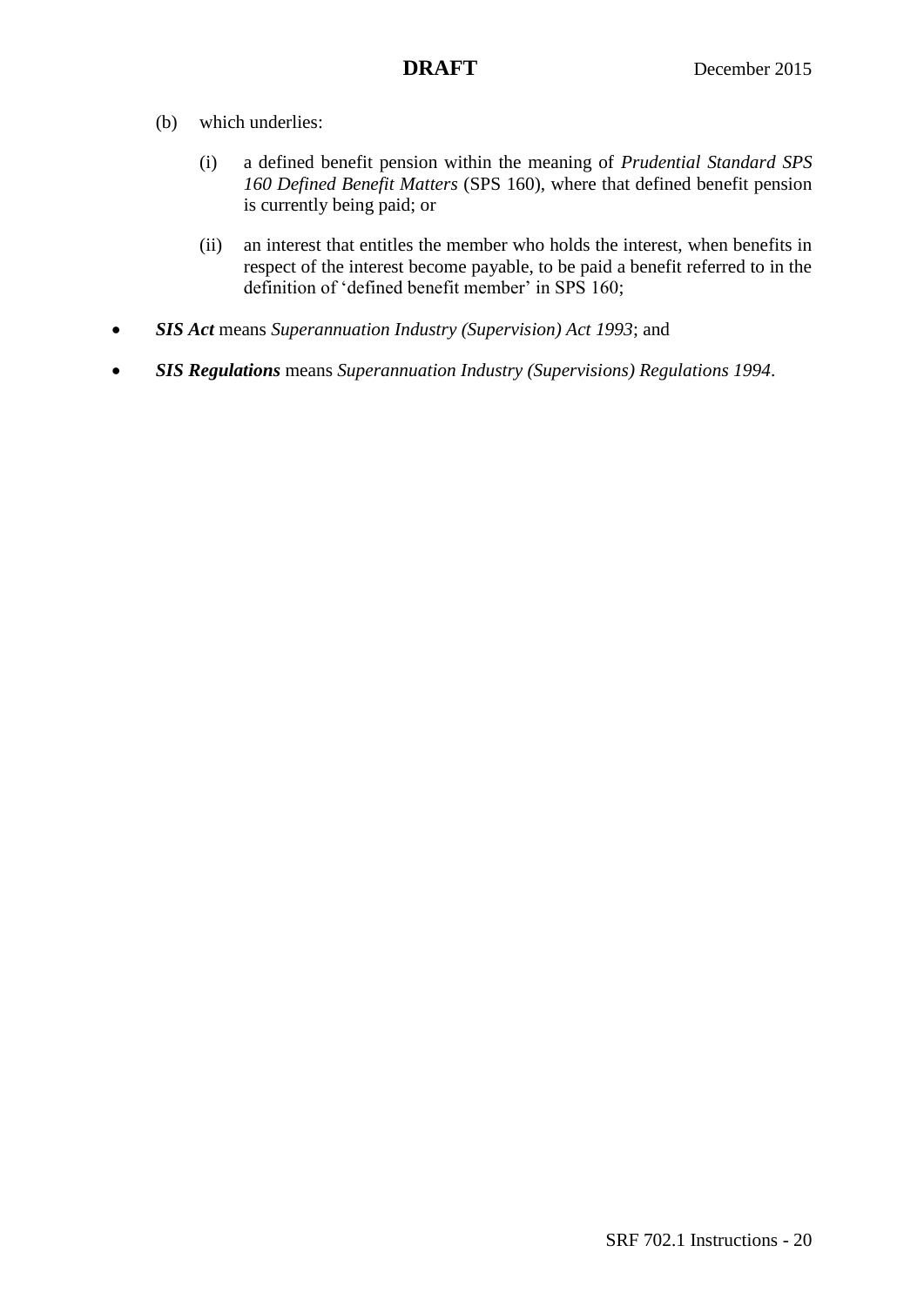(b) which underlies:

   (i) a defined benefit pension within the meaning of *Prudential Standard SPS 160 Defined Benefit Matters* (SPS 160), where that defined benefit pension is currently being paid; or

   (ii) an interest that entitles the member who holds the interest, when benefits in respect of the interest become payable, to be paid a benefit referred to in the definition of 'defined benefit member' in SPS 160;

- ***SIS Act*** means *Superannuation Industry (Supervision) Act 1993*; and
- ***SIS Regulations*** means *Superannuation Industry (Supervisions) Regulations 1994*.